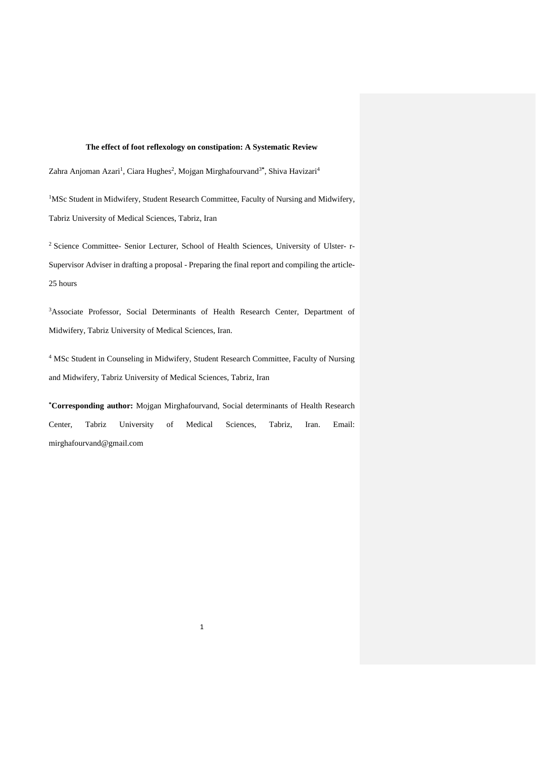**The effect of foot reflexology on constipation: A Systematic Review**

Zahra Anjoman Azari[1], Ciara Hughes[2], Mojgan Mirghafourvand[3*], Shiva Havizari[4]

[1]MSc Student in Midwifery, Student Research Committee, Faculty of Nursing and Midwifery, Tabriz University of Medical Sciences, Tabriz, Iran

[2] Science Committee- Senior Lecturer, School of Health Sciences, University of Ulster- r-Supervisor Adviser in drafting a proposal - Preparing the final report and compiling the article-25 hours

[3]Associate Professor, Social Determinants of Health Research Center, Department of Midwifery, Tabriz University of Medical Sciences, Iran.

[4] MSc Student in Counseling in Midwifery, Student Research Committee, Faculty of Nursing and Midwifery, Tabriz University of Medical Sciences, Tabriz, Iran

[*]**Corresponding author:** Mojgan Mirghafourvand, Social determinants of Health Research Center, Tabriz University of Medical Sciences, Tabriz, Iran. Email: mirghafourvand@gmail.com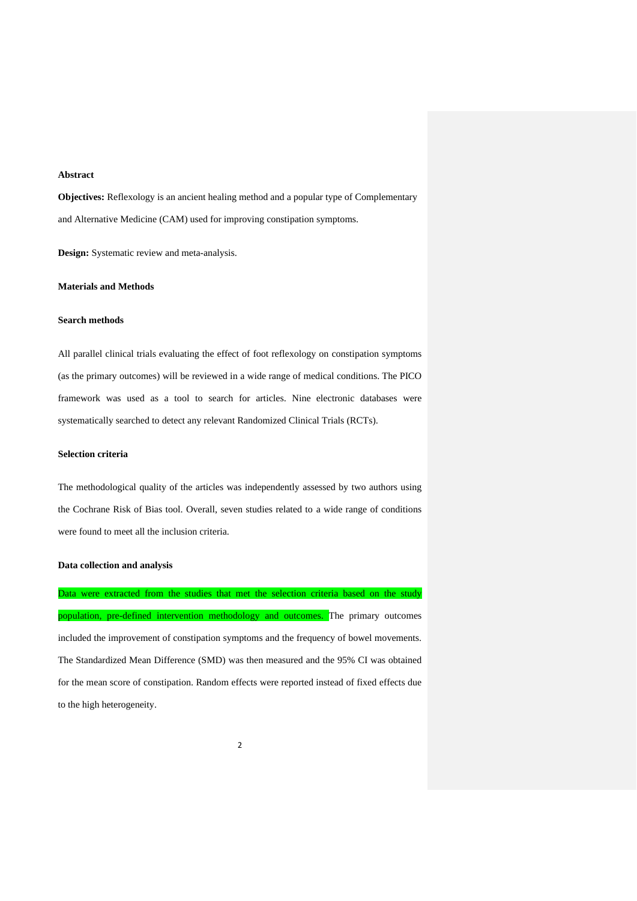**Abstract**

**Objectives:** Reflexology is an ancient healing method and a popular type of Complementary and Alternative Medicine (CAM) used for improving constipation symptoms.

**Design:** Systematic review and meta-analysis.

**Materials and Methods**

**Search methods**

All parallel clinical trials evaluating the effect of foot reflexology on constipation symptoms (as the primary outcomes) will be reviewed in a wide range of medical conditions. The PICO framework was used as a tool to search for articles. Nine electronic databases were systematically searched to detect any relevant Randomized Clinical Trials (RCTs).

**Selection criteria**

The methodological quality of the articles was independently assessed by two authors using the Cochrane Risk of Bias tool. Overall, seven studies related to a wide range of conditions were found to meet all the inclusion criteria.

**Data collection and analysis**

Data were extracted from the studies that met the selection criteria based on the study population, pre-defined intervention methodology and outcomes. The primary outcomes included the improvement of constipation symptoms and the frequency of bowel movements. The Standardized Mean Difference (SMD) was then measured and the 95% CI was obtained for the mean score of constipation. Random effects were reported instead of fixed effects due to the high heterogeneity.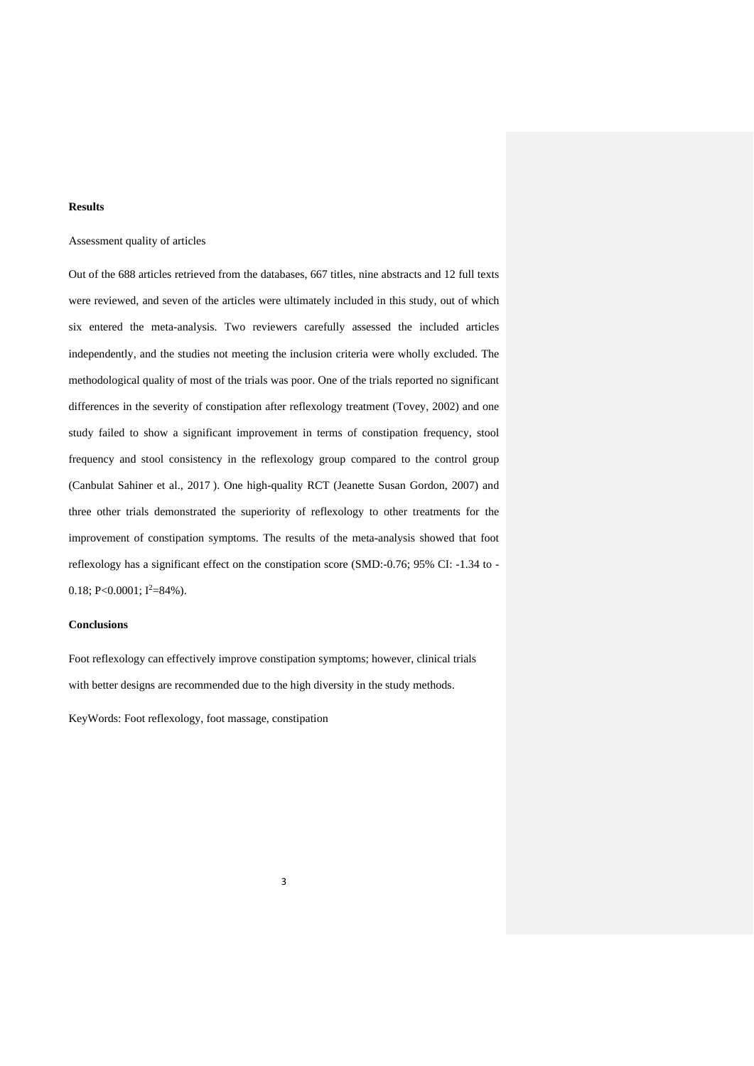**Results**

Assessment quality of articles

Out of the 688 articles retrieved from the databases, 667 titles, nine abstracts and 12 full texts were reviewed, and seven of the articles were ultimately included in this study, out of which six entered the meta-analysis. Two reviewers carefully assessed the included articles independently, and the studies not meeting the inclusion criteria were wholly excluded. The methodological quality of most of the trials was poor. One of the trials reported no significant differences in the severity of constipation after reflexology treatment (Tovey, 2002) and one study failed to show a significant improvement in terms of constipation frequency, stool frequency and stool consistency in the reflexology group compared to the control group (Canbulat Sahiner et al., 2017 ). One high-quality RCT (Jeanette Susan Gordon, 2007) and three other trials demonstrated the superiority of reflexology to other treatments for the improvement of constipation symptoms. The results of the meta-analysis showed that foot reflexology has a significant effect on the constipation score (SMD:-0.76; 95% CI: -1.34 to -0.18; $P<0.0001$; $I^2=84\%$).

**Conclusions**

Foot reflexology can effectively improve constipation symptoms; however, clinical trials with better designs are recommended due to the high diversity in the study methods.

KeyWords: Foot reflexology, foot massage, constipation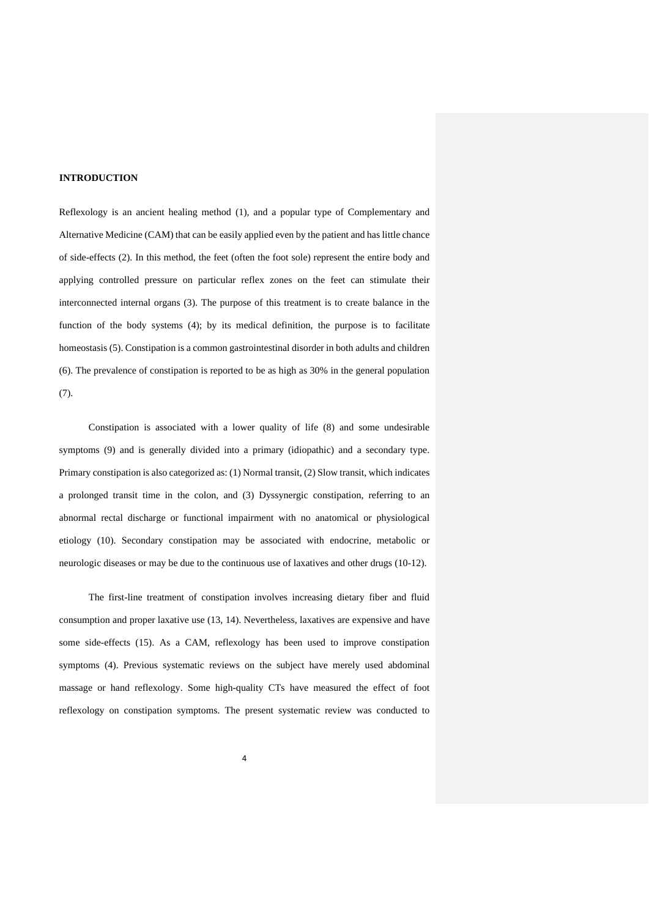## INTRODUCTION

Reflexology is an ancient healing method (1), and a popular type of Complementary and Alternative Medicine (CAM) that can be easily applied even by the patient and has little chance of side-effects (2). In this method, the feet (often the foot sole) represent the entire body and applying controlled pressure on particular reflex zones on the feet can stimulate their interconnected internal organs (3). The purpose of this treatment is to create balance in the function of the body systems (4); by its medical definition, the purpose is to facilitate homeostasis (5). Constipation is a common gastrointestinal disorder in both adults and children (6). The prevalence of constipation is reported to be as high as 30% in the general population (7).

Constipation is associated with a lower quality of life (8) and some undesirable symptoms (9) and is generally divided into a primary (idiopathic) and a secondary type. Primary constipation is also categorized as: (1) Normal transit, (2) Slow transit, which indicates a prolonged transit time in the colon, and (3) Dyssynergic constipation, referring to an abnormal rectal discharge or functional impairment with no anatomical or physiological etiology (10). Secondary constipation may be associated with endocrine, metabolic or neurologic diseases or may be due to the continuous use of laxatives and other drugs (10-12).

The first-line treatment of constipation involves increasing dietary fiber and fluid consumption and proper laxative use (13, 14). Nevertheless, laxatives are expensive and have some side-effects (15). As a CAM, reflexology has been used to improve constipation symptoms (4). Previous systematic reviews on the subject have merely used abdominal massage or hand reflexology. Some high-quality CTs have measured the effect of foot reflexology on constipation symptoms. The present systematic review was conducted to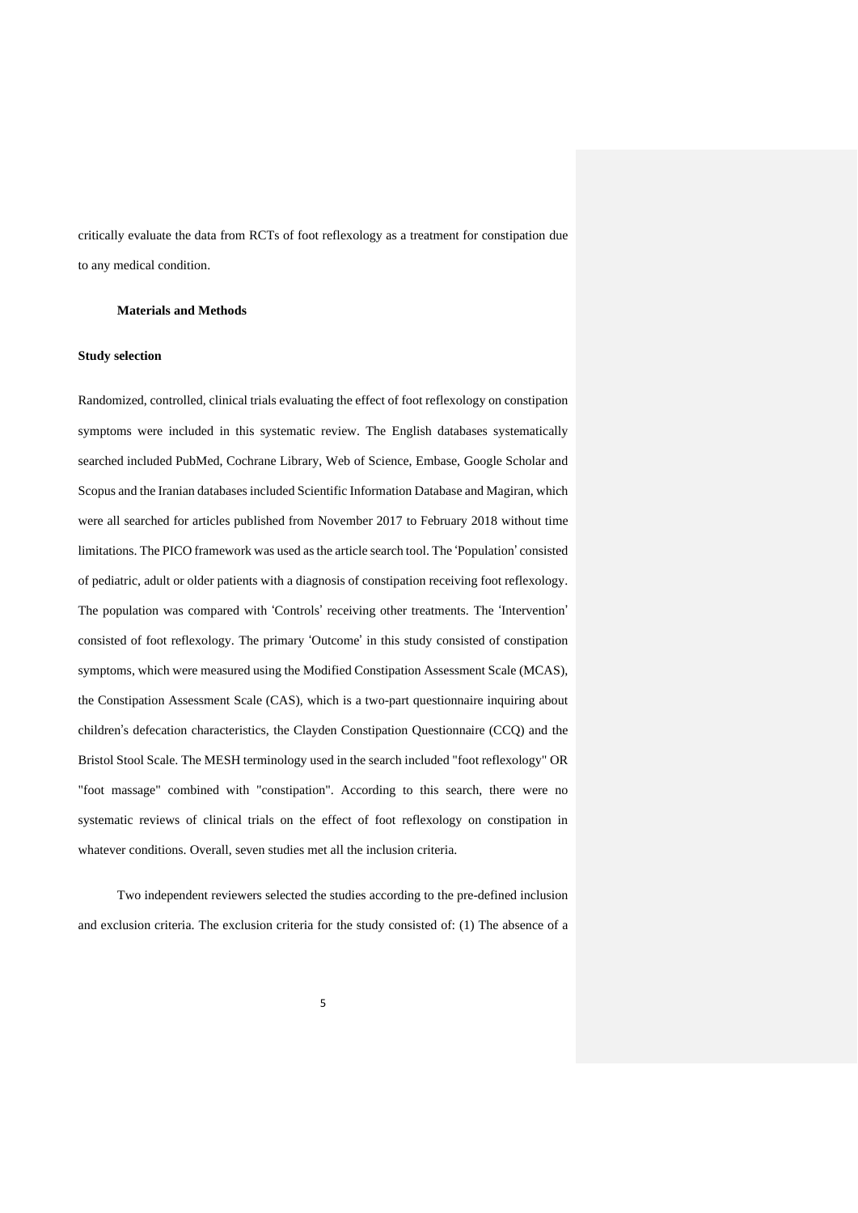critically evaluate the data from RCTs of foot reflexology as a treatment for constipation due to any medical condition.

## Materials and Methods

### Study selection

Randomized, controlled, clinical trials evaluating the effect of foot reflexology on constipation symptoms were included in this systematic review. The English databases systematically searched included PubMed, Cochrane Library, Web of Science, Embase, Google Scholar and Scopus and the Iranian databases included Scientific Information Database and Magiran, which were all searched for articles published from November 2017 to February 2018 without time limitations. The PICO framework was used as the article search tool. The 'Population' consisted of pediatric, adult or older patients with a diagnosis of constipation receiving foot reflexology. The population was compared with 'Controls' receiving other treatments. The 'Intervention' consisted of foot reflexology. The primary 'Outcome' in this study consisted of constipation symptoms, which were measured using the Modified Constipation Assessment Scale (MCAS), the Constipation Assessment Scale (CAS), which is a two-part questionnaire inquiring about children's defecation characteristics, the Clayden Constipation Questionnaire (CCQ) and the Bristol Stool Scale. The MESH terminology used in the search included "foot reflexology" OR "foot massage" combined with "constipation". According to this search, there were no systematic reviews of clinical trials on the effect of foot reflexology on constipation in whatever conditions. Overall, seven studies met all the inclusion criteria.

Two independent reviewers selected the studies according to the pre-defined inclusion and exclusion criteria. The exclusion criteria for the study consisted of: (1) The absence of a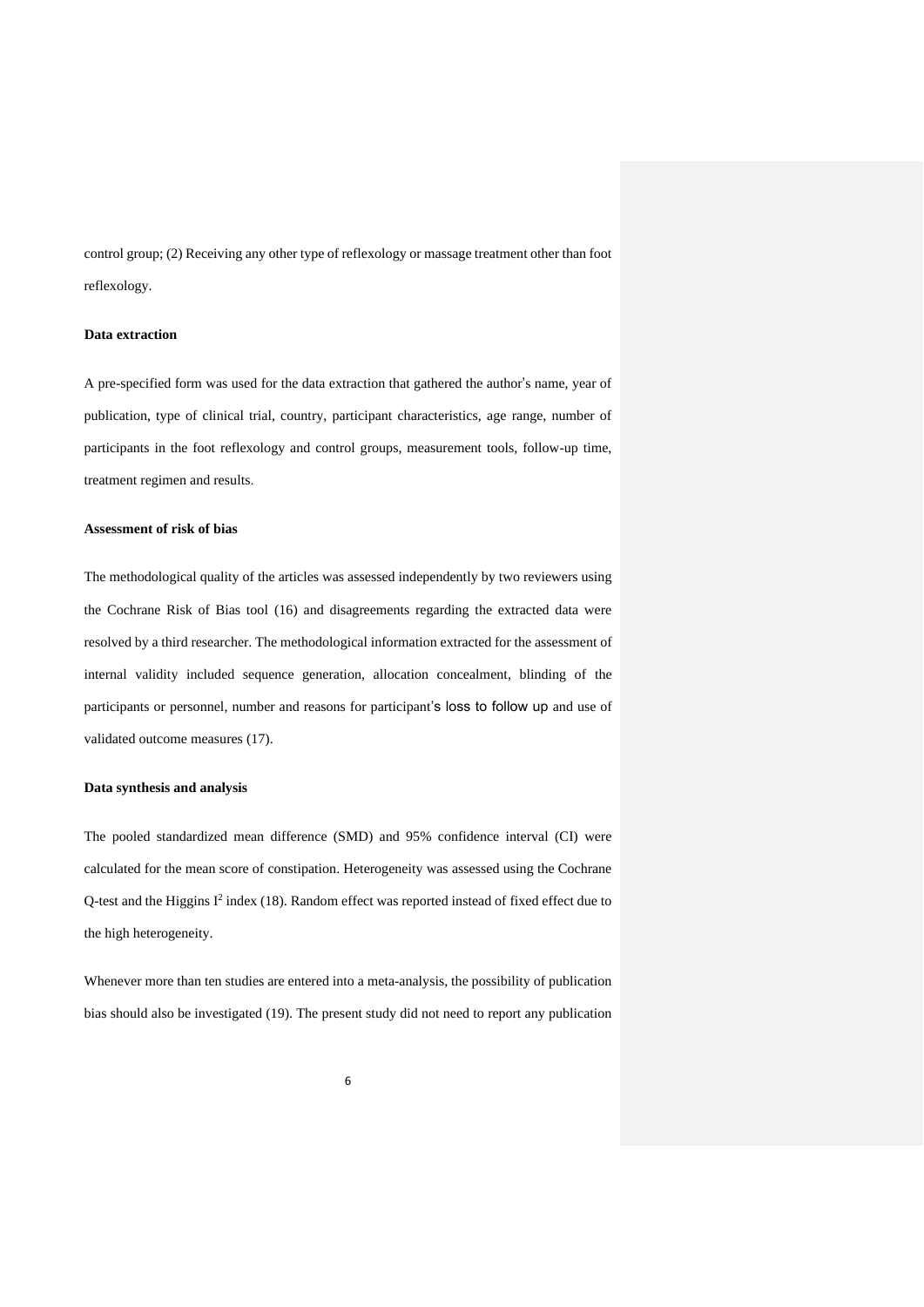control group; (2) Receiving any other type of reflexology or massage treatment other than foot reflexology.

### Data extraction

A pre-specified form was used for the data extraction that gathered the author's name, year of publication, type of clinical trial, country, participant characteristics, age range, number of participants in the foot reflexology and control groups, measurement tools, follow-up time, treatment regimen and results.

### Assessment of risk of bias

The methodological quality of the articles was assessed independently by two reviewers using the Cochrane Risk of Bias tool (16) and disagreements regarding the extracted data were resolved by a third researcher. The methodological information extracted for the assessment of internal validity included sequence generation, allocation concealment, blinding of the participants or personnel, number and reasons for participant's loss to follow up and use of validated outcome measures (17).

### Data synthesis and analysis

The pooled standardized mean difference (SMD) and 95% confidence interval (CI) were calculated for the mean score of constipation. Heterogeneity was assessed using the Cochrane Q-test and the Higgins $I^2$ index (18). Random effect was reported instead of fixed effect due to the high heterogeneity.

Whenever more than ten studies are entered into a meta-analysis, the possibility of publication bias should also be investigated (19). The present study did not need to report any publication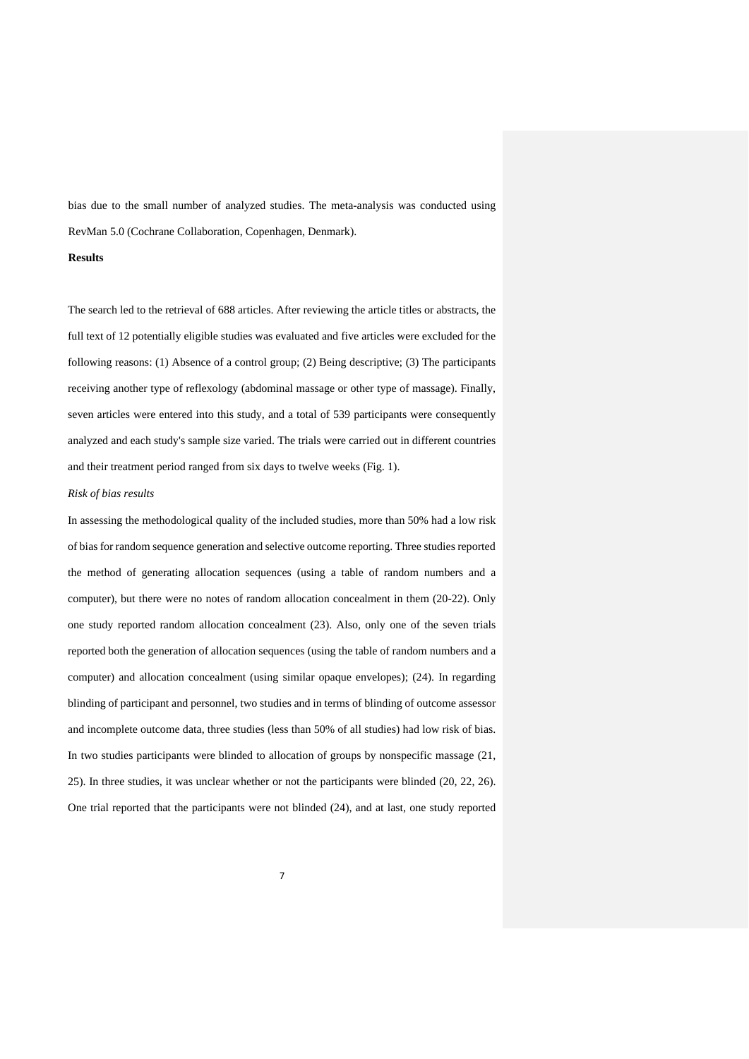bias due to the small number of analyzed studies. The meta-analysis was conducted using RevMan 5.0 (Cochrane Collaboration, Copenhagen, Denmark).

**Results**

The search led to the retrieval of 688 articles. After reviewing the article titles or abstracts, the full text of 12 potentially eligible studies was evaluated and five articles were excluded for the following reasons: (1) Absence of a control group; (2) Being descriptive; (3) The participants receiving another type of reflexology (abdominal massage or other type of massage). Finally, seven articles were entered into this study, and a total of 539 participants were consequently analyzed and each study's sample size varied. The trials were carried out in different countries and their treatment period ranged from six days to twelve weeks (Fig. 1).

*Risk of bias results*

In assessing the methodological quality of the included studies, more than 50% had a low risk of bias for random sequence generation and selective outcome reporting. Three studies reported the method of generating allocation sequences (using a table of random numbers and a computer), but there were no notes of random allocation concealment in them (20-22). Only one study reported random allocation concealment (23). Also, only one of the seven trials reported both the generation of allocation sequences (using the table of random numbers and a computer) and allocation concealment (using similar opaque envelopes); (24). In regarding blinding of participant and personnel, two studies and in terms of blinding of outcome assessor and incomplete outcome data, three studies (less than 50% of all studies) had low risk of bias. In two studies participants were blinded to allocation of groups by nonspecific massage (21, 25). In three studies, it was unclear whether or not the participants were blinded (20, 22, 26). One trial reported that the participants were not blinded (24), and at last, one study reported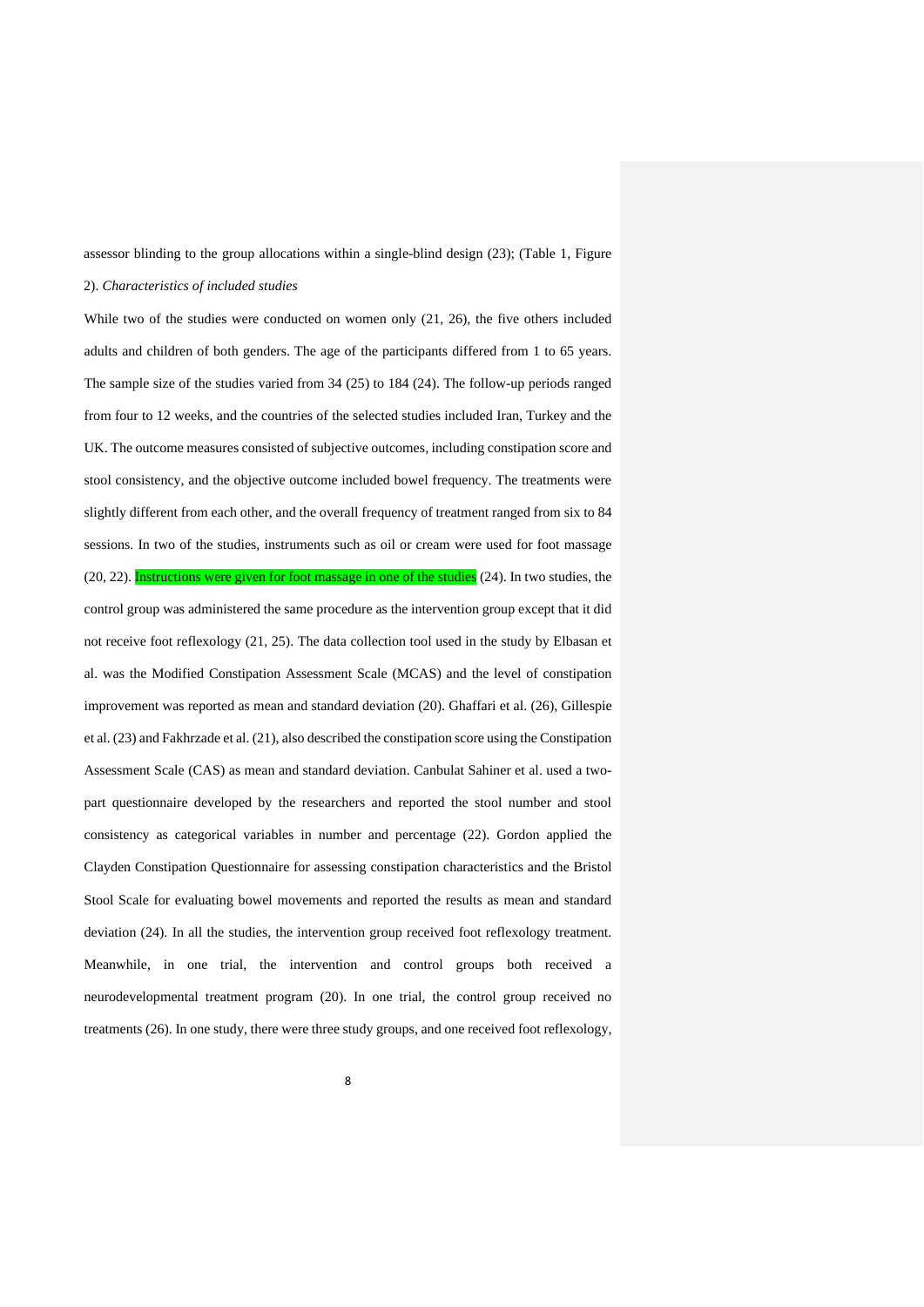assessor blinding to the group allocations within a single-blind design (23); (Table 1, Figure 2). *Characteristics of included studies*

While two of the studies were conducted on women only (21, 26), the five others included adults and children of both genders. The age of the participants differed from 1 to 65 years. The sample size of the studies varied from 34 (25) to 184 (24). The follow-up periods ranged from four to 12 weeks, and the countries of the selected studies included Iran, Turkey and the UK. The outcome measures consisted of subjective outcomes, including constipation score and stool consistency, and the objective outcome included bowel frequency. The treatments were slightly different from each other, and the overall frequency of treatment ranged from six to 84 sessions. In two of the studies, instruments such as oil or cream were used for foot massage (20, 22). Instructions were given for foot massage in one of the studies (24). In two studies, the control group was administered the same procedure as the intervention group except that it did not receive foot reflexology (21, 25). The data collection tool used in the study by Elbasan et al. was the Modified Constipation Assessment Scale (MCAS) and the level of constipation improvement was reported as mean and standard deviation (20). Ghaffari et al. (26), Gillespie et al. (23) and Fakhrzade et al. (21), also described the constipation score using the Constipation Assessment Scale (CAS) as mean and standard deviation. Canbulat Sahiner et al. used a two-part questionnaire developed by the researchers and reported the stool number and stool consistency as categorical variables in number and percentage (22). Gordon applied the Clayden Constipation Questionnaire for assessing constipation characteristics and the Bristol Stool Scale for evaluating bowel movements and reported the results as mean and standard deviation (24). In all the studies, the intervention group received foot reflexology treatment. Meanwhile, in one trial, the intervention and control groups both received a neurodevelopmental treatment program (20). In one trial, the control group received no treatments (26). In one study, there were three study groups, and one received foot reflexology,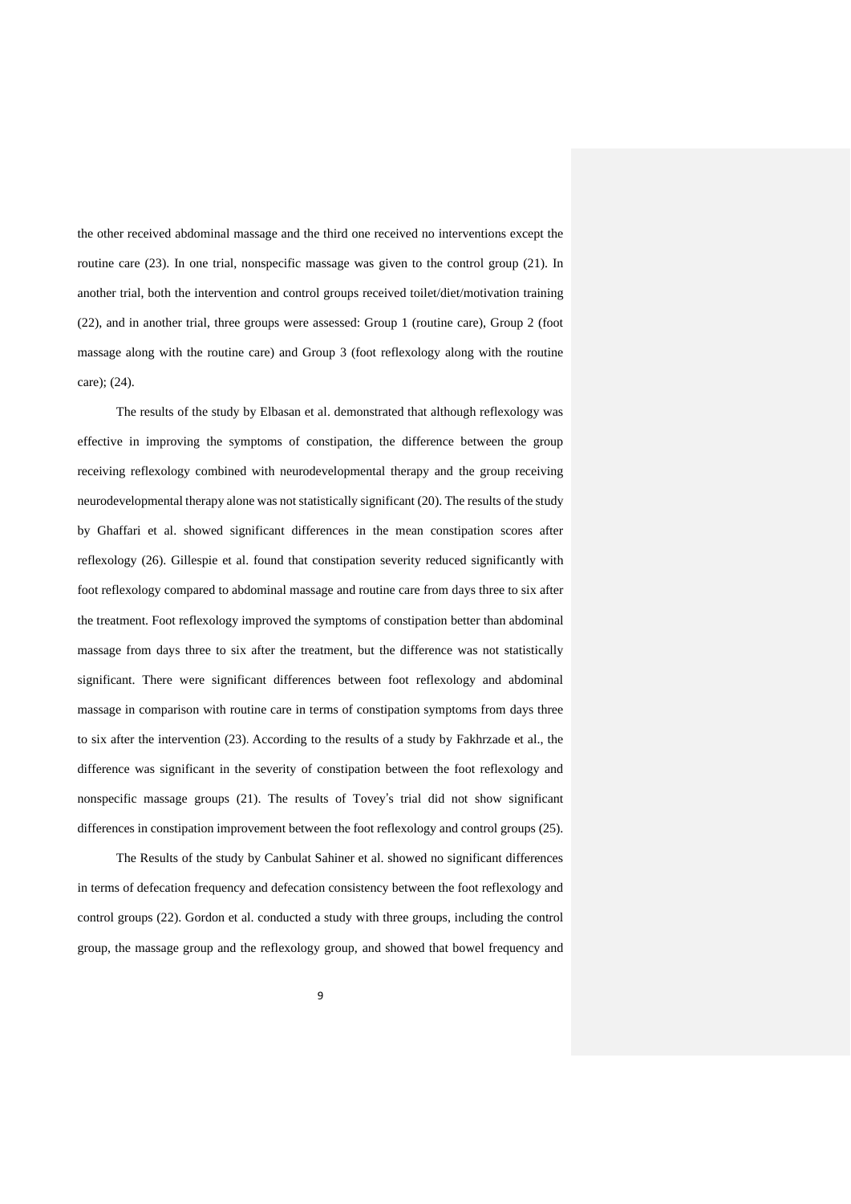the other received abdominal massage and the third one received no interventions except the routine care (23). In one trial, nonspecific massage was given to the control group (21). In another trial, both the intervention and control groups received toilet/diet/motivation training (22), and in another trial, three groups were assessed: Group 1 (routine care), Group 2 (foot massage along with the routine care) and Group 3 (foot reflexology along with the routine care); (24).

The results of the study by Elbasan et al. demonstrated that although reflexology was effective in improving the symptoms of constipation, the difference between the group receiving reflexology combined with neurodevelopmental therapy and the group receiving neurodevelopmental therapy alone was not statistically significant (20). The results of the study by Ghaffari et al. showed significant differences in the mean constipation scores after reflexology (26). Gillespie et al. found that constipation severity reduced significantly with foot reflexology compared to abdominal massage and routine care from days three to six after the treatment. Foot reflexology improved the symptoms of constipation better than abdominal massage from days three to six after the treatment, but the difference was not statistically significant. There were significant differences between foot reflexology and abdominal massage in comparison with routine care in terms of constipation symptoms from days three to six after the intervention (23). According to the results of a study by Fakhrzade et al., the difference was significant in the severity of constipation between the foot reflexology and nonspecific massage groups (21). The results of Tovey's trial did not show significant differences in constipation improvement between the foot reflexology and control groups (25).

The Results of the study by Canbulat Sahiner et al. showed no significant differences in terms of defecation frequency and defecation consistency between the foot reflexology and control groups (22). Gordon et al. conducted a study with three groups, including the control group, the massage group and the reflexology group, and showed that bowel frequency and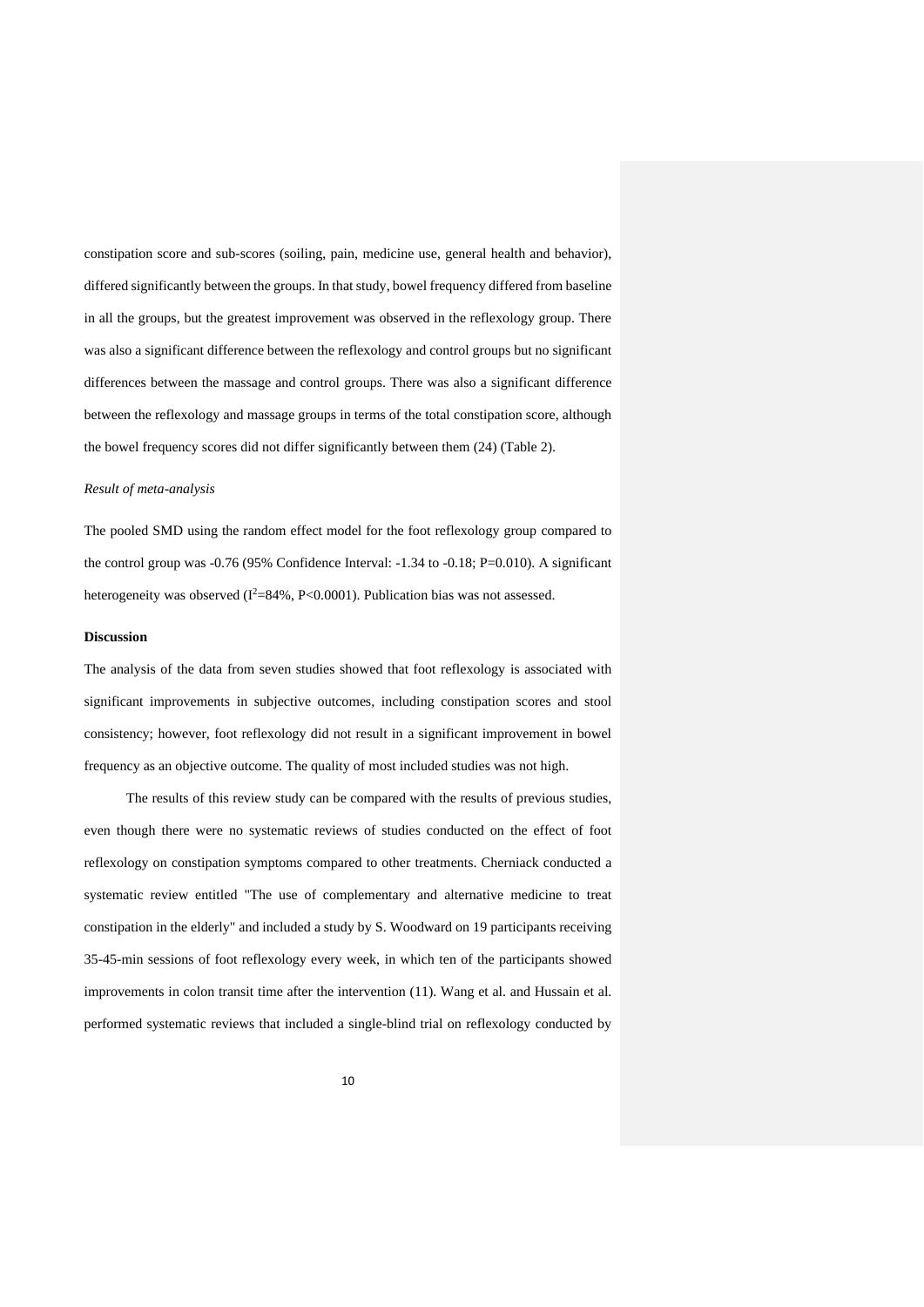constipation score and sub-scores (soiling, pain, medicine use, general health and behavior), differed significantly between the groups. In that study, bowel frequency differed from baseline in all the groups, but the greatest improvement was observed in the reflexology group. There was also a significant difference between the reflexology and control groups but no significant differences between the massage and control groups. There was also a significant difference between the reflexology and massage groups in terms of the total constipation score, although the bowel frequency scores did not differ significantly between them (24) (Table 2).

*Result of meta-analysis*

The pooled SMD using the random effect model for the foot reflexology group compared to the control group was -0.76 (95% Confidence Interval: -1.34 to -0.18; P=0.010). A significant heterogeneity was observed ($I^2$=84%, P<0.0001). Publication bias was not assessed.

**Discussion**

The analysis of the data from seven studies showed that foot reflexology is associated with significant improvements in subjective outcomes, including constipation scores and stool consistency; however, foot reflexology did not result in a significant improvement in bowel frequency as an objective outcome. The quality of most included studies was not high.

The results of this review study can be compared with the results of previous studies, even though there were no systematic reviews of studies conducted on the effect of foot reflexology on constipation symptoms compared to other treatments. Cherniack conducted a systematic review entitled "The use of complementary and alternative medicine to treat constipation in the elderly" and included a study by S. Woodward on 19 participants receiving 35-45-min sessions of foot reflexology every week, in which ten of the participants showed improvements in colon transit time after the intervention (11). Wang et al. and Hussain et al. performed systematic reviews that included a single-blind trial on reflexology conducted by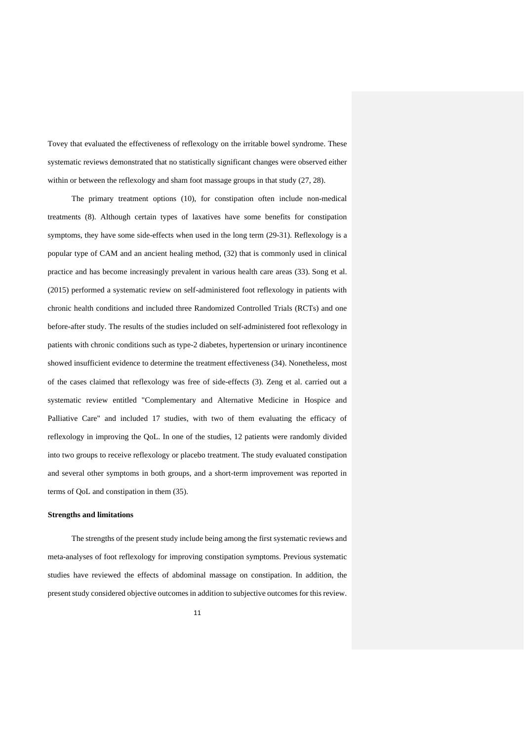Tovey that evaluated the effectiveness of reflexology on the irritable bowel syndrome. These systematic reviews demonstrated that no statistically significant changes were observed either within or between the reflexology and sham foot massage groups in that study (27, 28).

The primary treatment options (10), for constipation often include non-medical treatments (8). Although certain types of laxatives have some benefits for constipation symptoms, they have some side-effects when used in the long term (29-31). Reflexology is a popular type of CAM and an ancient healing method, (32) that is commonly used in clinical practice and has become increasingly prevalent in various health care areas (33). Song et al. (2015) performed a systematic review on self-administered foot reflexology in patients with chronic health conditions and included three Randomized Controlled Trials (RCTs) and one before-after study. The results of the studies included on self-administered foot reflexology in patients with chronic conditions such as type-2 diabetes, hypertension or urinary incontinence showed insufficient evidence to determine the treatment effectiveness (34). Nonetheless, most of the cases claimed that reflexology was free of side-effects (3). Zeng et al. carried out a systematic review entitled "Complementary and Alternative Medicine in Hospice and Palliative Care" and included 17 studies, with two of them evaluating the efficacy of reflexology in improving the QoL. In one of the studies, 12 patients were randomly divided into two groups to receive reflexology or placebo treatment. The study evaluated constipation and several other symptoms in both groups, and a short-term improvement was reported in terms of QoL and constipation in them (35).

**Strengths and limitations**

The strengths of the present study include being among the first systematic reviews and meta-analyses of foot reflexology for improving constipation symptoms. Previous systematic studies have reviewed the effects of abdominal massage on constipation. In addition, the present study considered objective outcomes in addition to subjective outcomes for this review.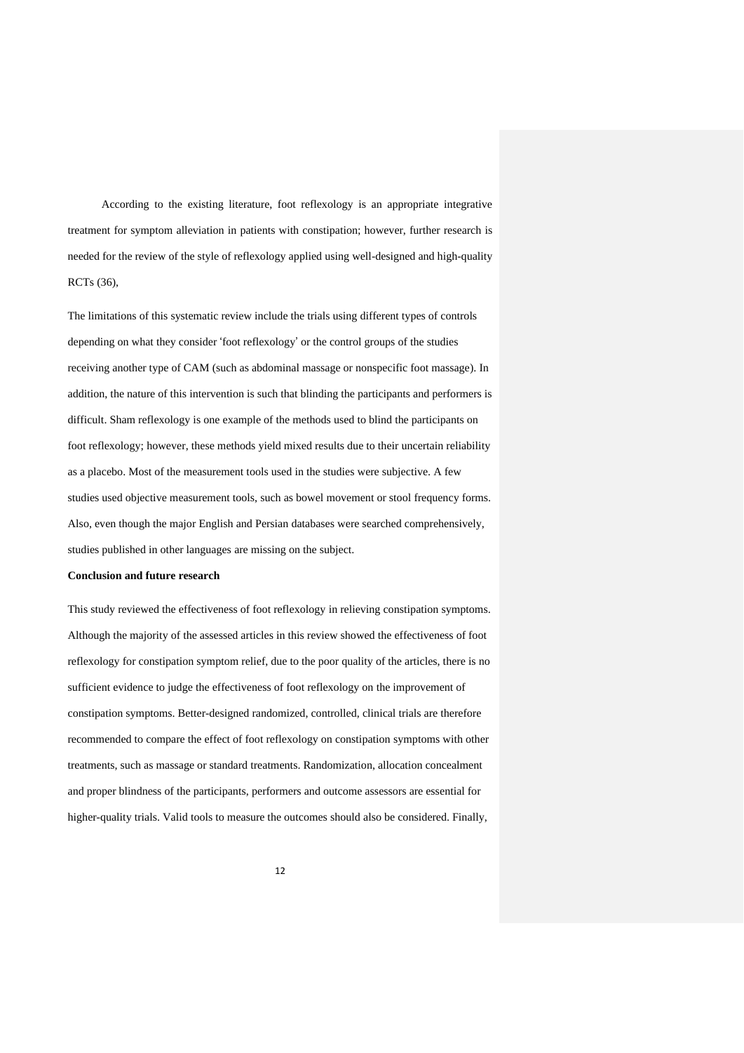According to the existing literature, foot reflexology is an appropriate integrative treatment for symptom alleviation in patients with constipation; however, further research is needed for the review of the style of reflexology applied using well-designed and high-quality RCTs (36),

The limitations of this systematic review include the trials using different types of controls depending on what they consider 'foot reflexology' or the control groups of the studies receiving another type of CAM (such as abdominal massage or nonspecific foot massage). In addition, the nature of this intervention is such that blinding the participants and performers is difficult. Sham reflexology is one example of the methods used to blind the participants on foot reflexology; however, these methods yield mixed results due to their uncertain reliability as a placebo. Most of the measurement tools used in the studies were subjective. A few studies used objective measurement tools, such as bowel movement or stool frequency forms. Also, even though the major English and Persian databases were searched comprehensively, studies published in other languages are missing on the subject.

**Conclusion and future research**

This study reviewed the effectiveness of foot reflexology in relieving constipation symptoms. Although the majority of the assessed articles in this review showed the effectiveness of foot reflexology for constipation symptom relief, due to the poor quality of the articles, there is no sufficient evidence to judge the effectiveness of foot reflexology on the improvement of constipation symptoms. Better-designed randomized, controlled, clinical trials are therefore recommended to compare the effect of foot reflexology on constipation symptoms with other treatments, such as massage or standard treatments. Randomization, allocation concealment and proper blindness of the participants, performers and outcome assessors are essential for higher-quality trials. Valid tools to measure the outcomes should also be considered. Finally,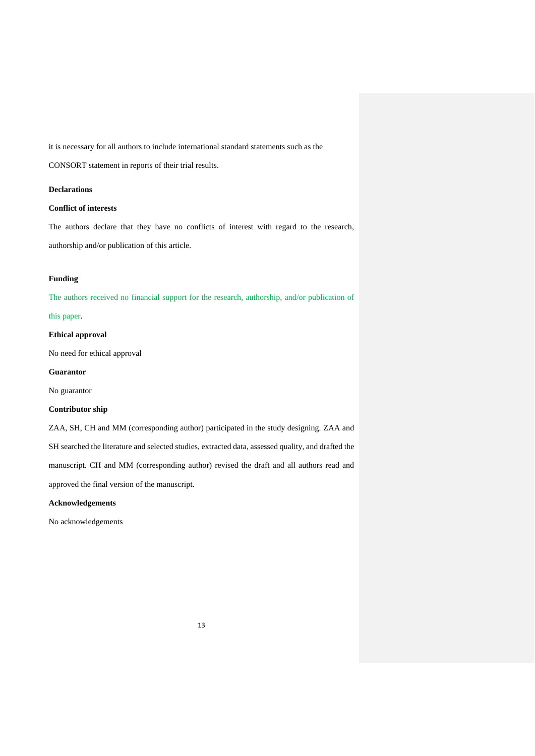it is necessary for all authors to include international standard statements such as the CONSORT statement in reports of their trial results.

## Declarations

### Conflict of interests

The authors declare that they have no conflicts of interest with regard to the research, authorship and/or publication of this article.

### Funding

The authors received no financial support for the research, authorship, and/or publication of this paper.

### Ethical approval

No need for ethical approval

### Guarantor

No guarantor

### Contributor ship

ZAA, SH, CH and MM (corresponding author) participated in the study designing. ZAA and SH searched the literature and selected studies, extracted data, assessed quality, and drafted the manuscript. CH and MM (corresponding author) revised the draft and all authors read and approved the final version of the manuscript.

### Acknowledgements

No acknowledgements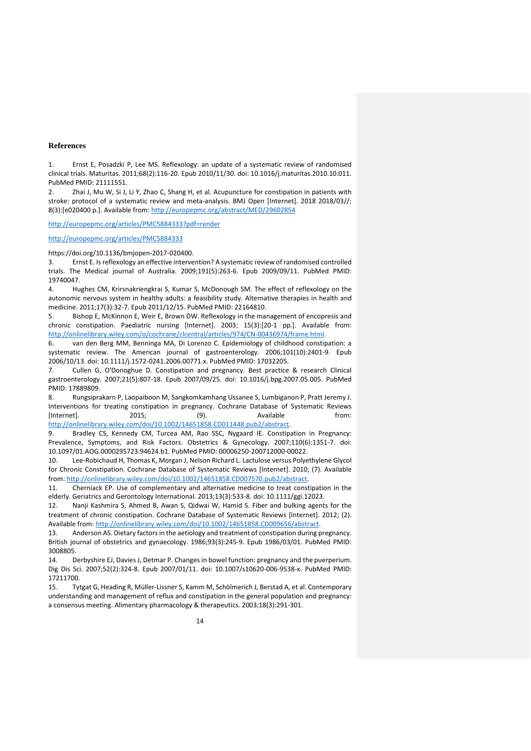## References

1. Ernst E, Posadzki P, Lee MS. Reflexology: an update of a systematic review of randomised clinical trials. Maturitas. 2011;68(2):116-20. Epub 2010/11/30. doi: 10.1016/j.maturitas.2010.10.011. PubMed PMID: 21111551.
2. Zhai J, Mu W, Si J, Li Y, Zhao C, Shang H, et al. Acupuncture for constipation in patients with stroke: protocol of a systematic review and meta-analysis. BMJ Open [Internet]. 2018 2018/03//; 8(3):[e020400 p.]. Available from: http://europepmc.org/abstract/MED/29602854

   http://europepmc.org/articles/PMC5884333?pdf=render

   http://europepmc.org/articles/PMC5884333

   https://doi.org/10.1136/bmjopen-2017-020400.
3. Ernst E. Is reflexology an effective intervention? A systematic review of randomised controlled trials. The Medical journal of Australia. 2009;191(5):263-6. Epub 2009/09/11. PubMed PMID: 19740047.
4. Hughes CM, Krirsnakriengkrai S, Kumar S, McDonough SM. The effect of reflexology on the autonomic nervous system in healthy adults: a feasibility study. Alternative therapies in health and medicine. 2011;17(3):32-7. Epub 2011/12/15. PubMed PMID: 22164810.
5. Bishop E, McKinnon E, Weir E, Brown DW. Reflexology in the management of encopresis and chronic constipation. Paediatric nursing [Internet]. 2003; 15(3):[20-1 pp.]. Available from: http://onlinelibrary.wiley.com/o/cochrane/clcentral/articles/974/CN-00436974/frame.html.
6. van den Berg MM, Benninga MA, Di Lorenzo C. Epidemiology of childhood constipation: a systematic review. The American journal of gastroenterology. 2006;101(10):2401-9. Epub 2006/10/13. doi: 10.1111/j.1572-0241.2006.00771.x. PubMed PMID: 17032205.
7. Cullen G, O'Donoghue D. Constipation and pregnancy. Best practice & research Clinical gastroenterology. 2007;21(5):807-18. Epub 2007/09/25. doi: 10.1016/j.bpg.2007.05.005. PubMed PMID: 17889809.
8. Rungsiprakarn P, Laopaiboon M, Sangkomkamhang Ussanee S, Lumbiganon P, Pratt Jeremy J. Interventions for treating constipation in pregnancy. Cochrane Database of Systematic Reviews [Internet]. 2015; (9). Available from: http://onlinelibrary.wiley.com/doi/10.1002/14651858.CD011448.pub2/abstract.
9. Bradley CS, Kennedy CM, Turcea AM, Rao SSC, Nygaard IE. Constipation in Pregnancy: Prevalence, Symptoms, and Risk Factors. Obstetrics & Gynecology. 2007;110(6):1351-7. doi: 10.1097/01.AOG.0000295723.94624.b1. PubMed PMID: 00006250-200712000-00022.
10. Lee-Robichaud H, Thomas K, Morgan J, Nelson Richard L. Lactulose versus Polyethylene Glycol for Chronic Constipation. Cochrane Database of Systematic Reviews [Internet]. 2010; (7). Available from: http://onlinelibrary.wiley.com/doi/10.1002/14651858.CD007570.pub2/abstract.
11. Cherniack EP. Use of complementary and alternative medicine to treat constipation in the elderly. Geriatrics and Gerontology International. 2013;13(3):533-8. doi: 10.1111/ggi.12023.
12. Nanji Kashmira S, Ahmed B, Awan S, Qidwai W, Hamid S. Fiber and bulking agents for the treatment of chronic constipation. Cochrane Database of Systematic Reviews [Internet]. 2012; (2). Available from: http://onlinelibrary.wiley.com/doi/10.1002/14651858.CD009656/abstract.
13. Anderson AS. Dietary factors in the aetiology and treatment of constipation during pregnancy. British journal of obstetrics and gynaecology. 1986;93(3):245-9. Epub 1986/03/01. PubMed PMID: 3008805.
14. Derbyshire EJ, Davies J, Detmar P. Changes in bowel function: pregnancy and the puerperium. Dig Dis Sci. 2007;52(2):324-8. Epub 2007/01/11. doi: 10.1007/s10620-006-9538-x. PubMed PMID: 17211700.
15. Tytgat G, Heading R, Müller-Lissner S, Kamm M, Schölmerich J, Berstad A, et al. Contemporary understanding and management of reflux and constipation in the general population and pregnancy: a consensus meeting. Alimentary pharmacology & therapeutics. 2003;18(3):291-301.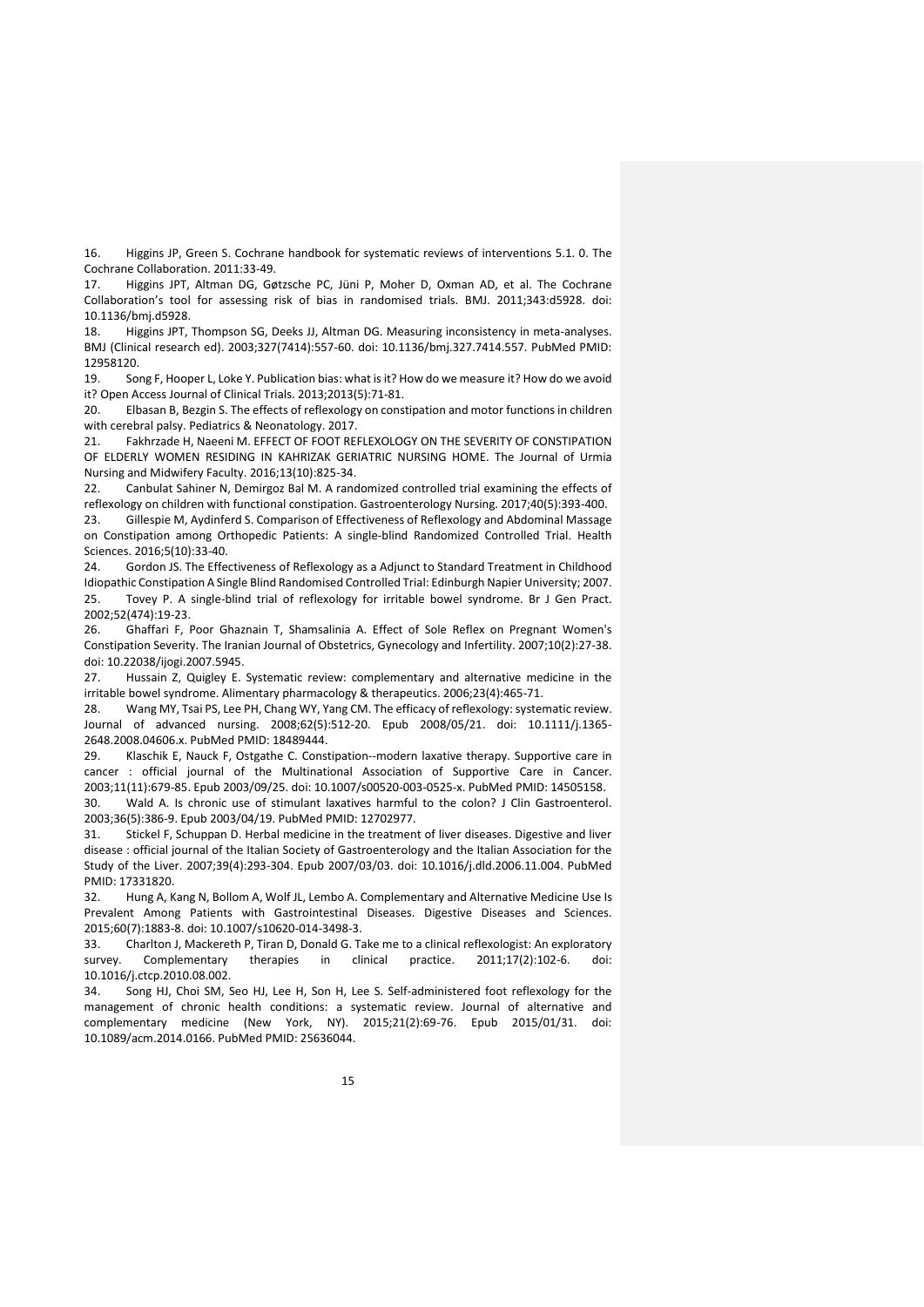16. Higgins JP, Green S. Cochrane handbook for systematic reviews of interventions 5.1. 0. The Cochrane Collaboration. 2011:33-49.

17. Higgins JPT, Altman DG, Gøtzsche PC, Jüni P, Moher D, Oxman AD, et al. The Cochrane Collaboration's tool for assessing risk of bias in randomised trials. BMJ. 2011;343:d5928. doi: 10.1136/bmj.d5928.

18. Higgins JPT, Thompson SG, Deeks JJ, Altman DG. Measuring inconsistency in meta-analyses. BMJ (Clinical research ed). 2003;327(7414):557-60. doi: 10.1136/bmj.327.7414.557. PubMed PMID: 12958120.

19. Song F, Hooper L, Loke Y. Publication bias: what is it? How do we measure it? How do we avoid it? Open Access Journal of Clinical Trials. 2013;2013(5):71-81.

20. Elbasan B, Bezgin S. The effects of reflexology on constipation and motor functions in children with cerebral palsy. Pediatrics & Neonatology. 2017.

21. Fakhrzade H, Naeeni M. EFFECT OF FOOT REFLEXOLOGY ON THE SEVERITY OF CONSTIPATION OF ELDERLY WOMEN RESIDING IN KAHRIZAK GERIATRIC NURSING HOME. The Journal of Urmia Nursing and Midwifery Faculty. 2016;13(10):825-34.

22. Canbulat Sahiner N, Demirgoz Bal M. A randomized controlled trial examining the effects of reflexology on children with functional constipation. Gastroenterology Nursing. 2017;40(5):393-400.

23. Gillespie M, Aydinferd S. Comparison of Effectiveness of Reflexology and Abdominal Massage on Constipation among Orthopedic Patients: A single-blind Randomized Controlled Trial. Health Sciences. 2016;5(10):33-40.

24. Gordon JS. The Effectiveness of Reflexology as a Adjunct to Standard Treatment in Childhood Idiopathic Constipation A Single Blind Randomised Controlled Trial: Edinburgh Napier University; 2007.

25. Tovey P. A single-blind trial of reflexology for irritable bowel syndrome. Br J Gen Pract. 2002;52(474):19-23.

26. Ghaffari F, Poor Ghaznain T, Shamsalinia A. Effect of Sole Reflex on Pregnant Women's Constipation Severity. The Iranian Journal of Obstetrics, Gynecology and Infertility. 2007;10(2):27-38. doi: 10.22038/ijogi.2007.5945.

27. Hussain Z, Quigley E. Systematic review: complementary and alternative medicine in the irritable bowel syndrome. Alimentary pharmacology & therapeutics. 2006;23(4):465-71.

28. Wang MY, Tsai PS, Lee PH, Chang WY, Yang CM. The efficacy of reflexology: systematic review. Journal of advanced nursing. 2008;62(5):512-20. Epub 2008/05/21. doi: 10.1111/j.1365-2648.2008.04606.x. PubMed PMID: 18489444.

29. Klaschik E, Nauck F, Ostgathe C. Constipation--modern laxative therapy. Supportive care in cancer : official journal of the Multinational Association of Supportive Care in Cancer. 2003;11(11):679-85. Epub 2003/09/25. doi: 10.1007/s00520-003-0525-x. PubMed PMID: 14505158.

30. Wald A. Is chronic use of stimulant laxatives harmful to the colon? J Clin Gastroenterol. 2003;36(5):386-9. Epub 2003/04/19. PubMed PMID: 12702977.

31. Stickel F, Schuppan D. Herbal medicine in the treatment of liver diseases. Digestive and liver disease : official journal of the Italian Society of Gastroenterology and the Italian Association for the Study of the Liver. 2007;39(4):293-304. Epub 2007/03/03. doi: 10.1016/j.dld.2006.11.004. PubMed PMID: 17331820.

32. Hung A, Kang N, Bollom A, Wolf JL, Lembo A. Complementary and Alternative Medicine Use Is Prevalent Among Patients with Gastrointestinal Diseases. Digestive Diseases and Sciences. 2015;60(7):1883-8. doi: 10.1007/s10620-014-3498-3.

33. Charlton J, Mackereth P, Tiran D, Donald G. Take me to a clinical reflexologist: An exploratory survey. Complementary therapies in clinical practice. 2011;17(2):102-6. doi: 10.1016/j.ctcp.2010.08.002.

34. Song HJ, Choi SM, Seo HJ, Lee H, Son H, Lee S. Self-administered foot reflexology for the management of chronic health conditions: a systematic review. Journal of alternative and complementary medicine (New York, NY). 2015;21(2):69-76. Epub 2015/01/31. doi: 10.1089/acm.2014.0166. PubMed PMID: 25636044.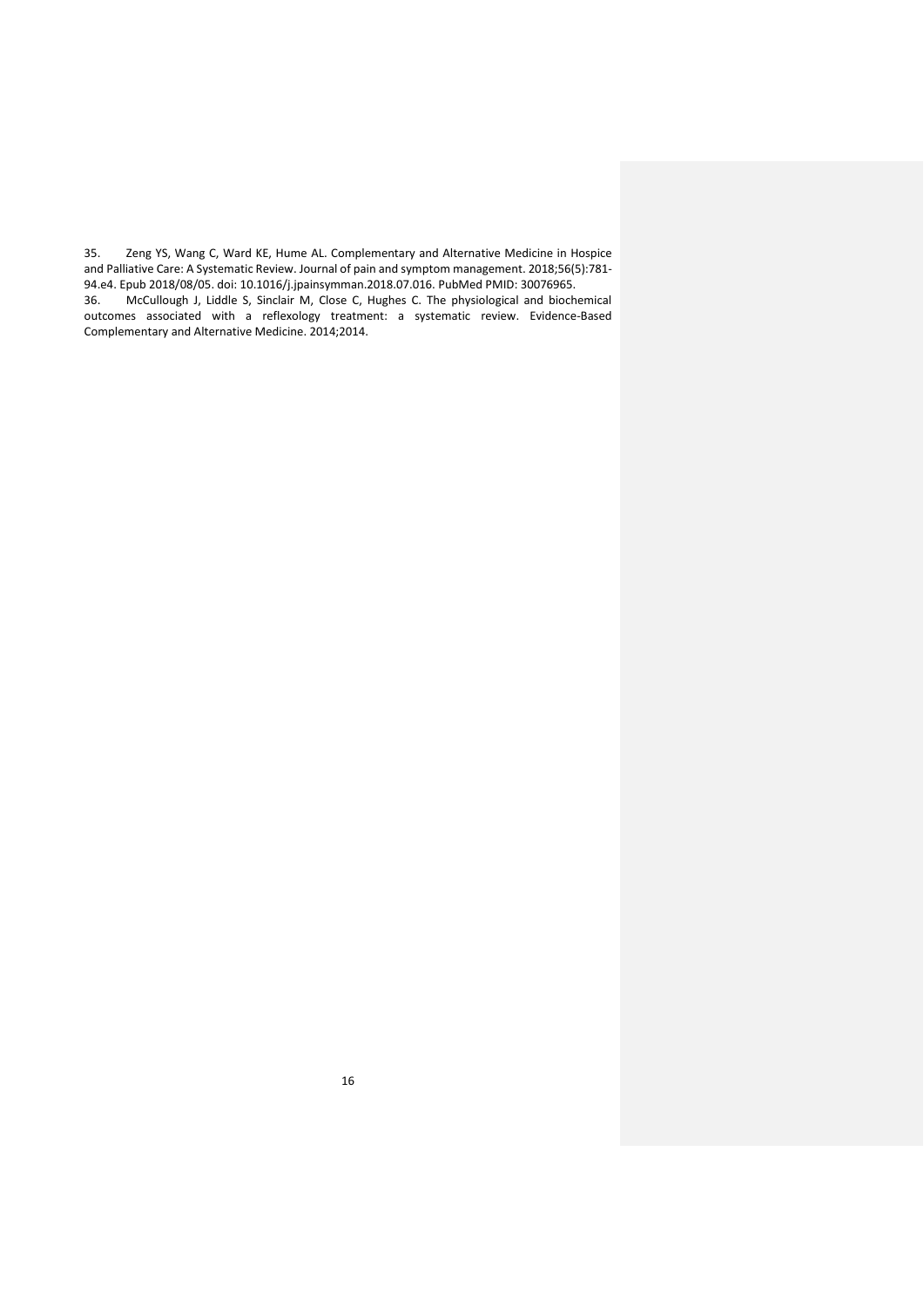35. Zeng YS, Wang C, Ward KE, Hume AL. Complementary and Alternative Medicine in Hospice and Palliative Care: A Systematic Review. Journal of pain and symptom management. 2018;56(5):781-94.e4. Epub 2018/08/05. doi: 10.1016/j.jpainsymman.2018.07.016. PubMed PMID: 30076965.

36. McCullough J, Liddle S, Sinclair M, Close C, Hughes C. The physiological and biochemical outcomes associated with a reflexology treatment: a systematic review. Evidence-Based Complementary and Alternative Medicine. 2014;2014.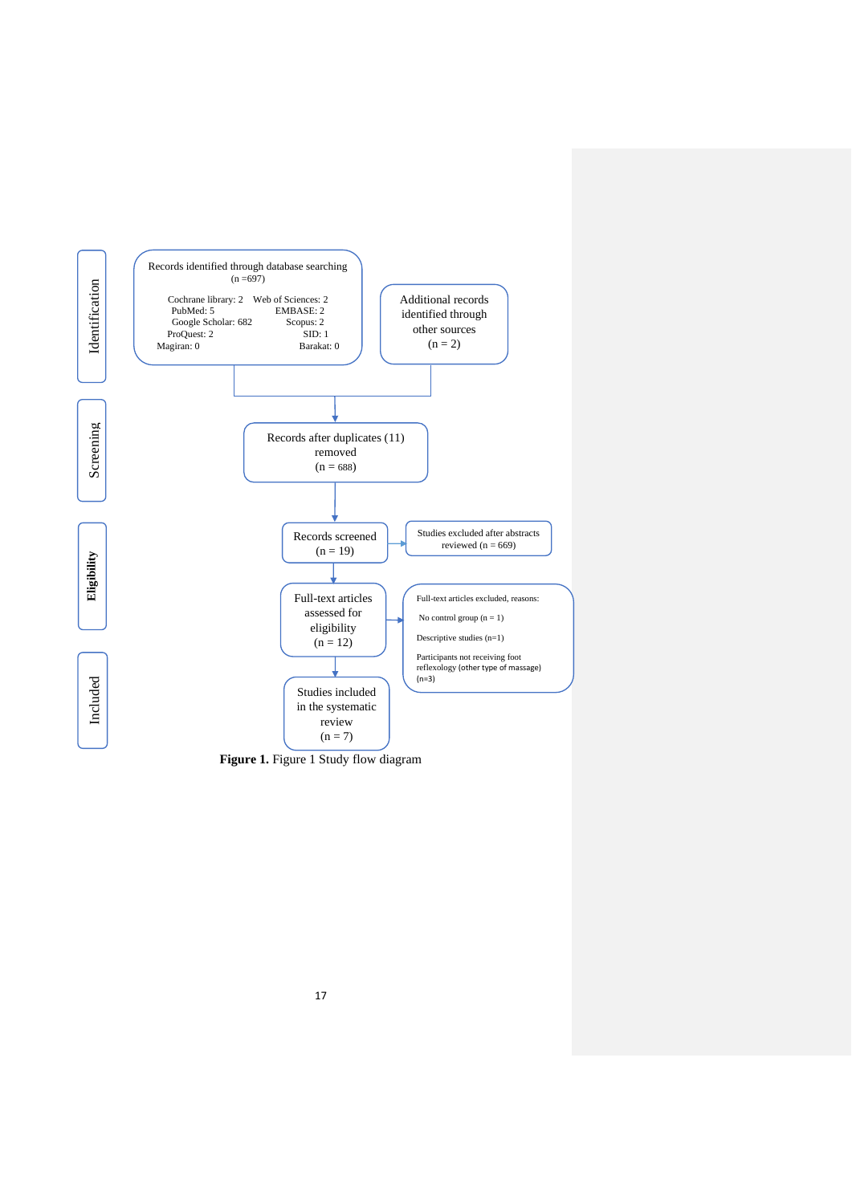Identification

Records identified through database searching
(n =697)

Cochrane library: 2 Web of Sciences: 2
PubMed: 5 EMBASE: 2
Google Scholar: 682 Scopus: 2
ProQuest: 2 SID: 1
Magiran: 0 Barakat: 0

Additional records identified through other sources
(n = 2)

Screening

Records after duplicates (11) removed
(n = 688)

Records screened
(n = 19)

Studies excluded after abstracts reviewed (n = 669)

Eligibility

Full-text articles assessed for eligibility
(n = 12)

Full-text articles excluded, reasons:

No control group (n = 1)

Descriptive studies (n=1)

Participants not receiving foot reflexology (other type of massage)
(n=3)

Included

Studies included in the systematic review
(n = 7)

**Figure 1.** Figure 1 Study flow diagram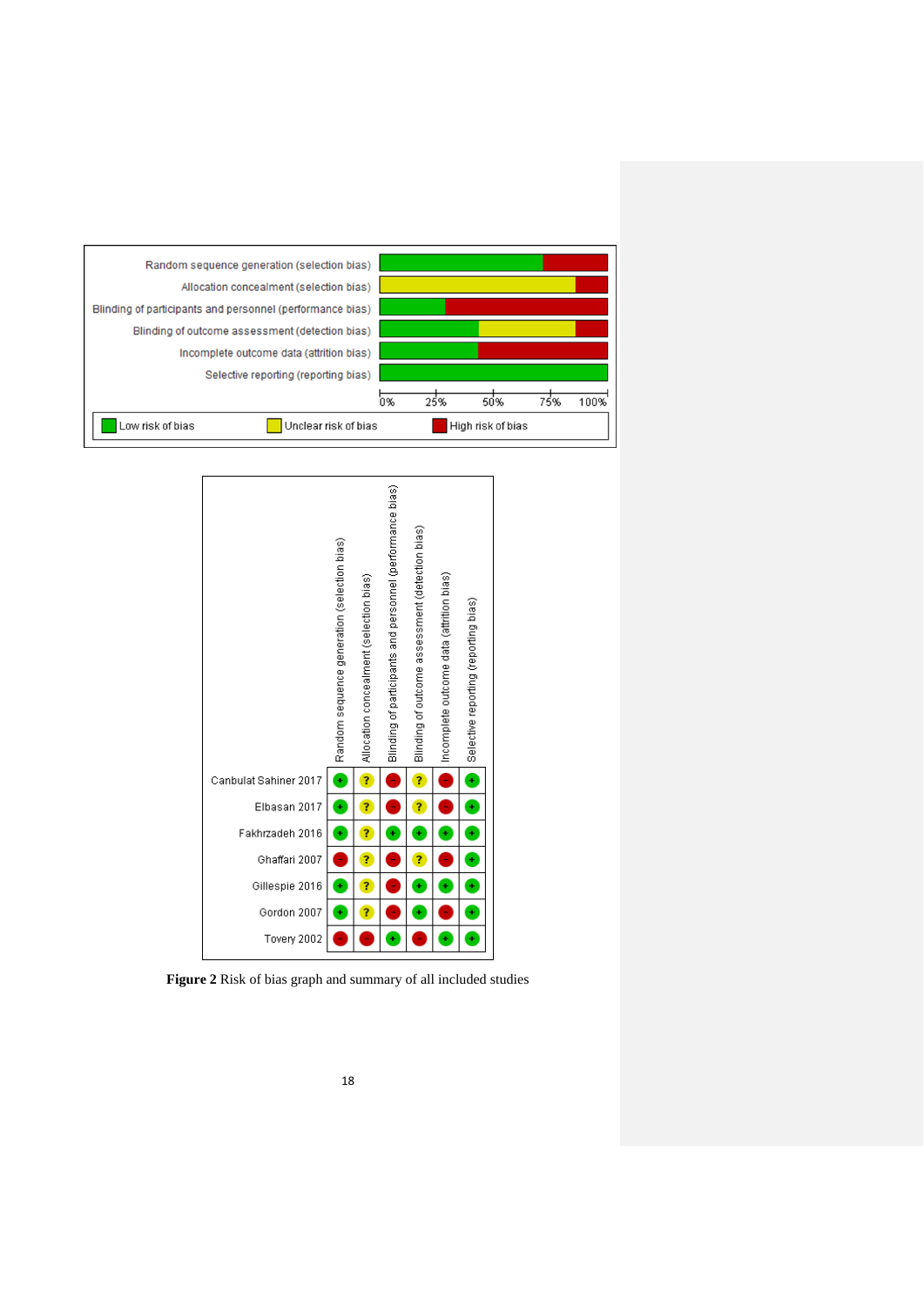Random sequence generation (selection bias)
Allocation concealment (selection bias)
Blinding of participants and personnel (performance bias)
Blinding of outcome assessment (detection bias)
Incomplete outcome data (attrition bias)
Selective reporting (reporting bias)

0% 25% 50% 75% 100%

Low risk of bias
Unclear risk of bias
High risk of bias

Random sequence generation (selection bias)
Allocation concealment (selection bias)
Blinding of participants and personnel (performance bias)
Blinding of outcome assessment (detection bias)
Incomplete outcome data (attrition bias)
Selective reporting (reporting bias)

Canbulat Sahiner 2017
Elbasan 2017
Fakhrzadeh 2016
Ghaffari 2007
Gillespie 2016
Gordon 2007
Tovery 2002

**Figure 2** Risk of bias graph and summary of all included studies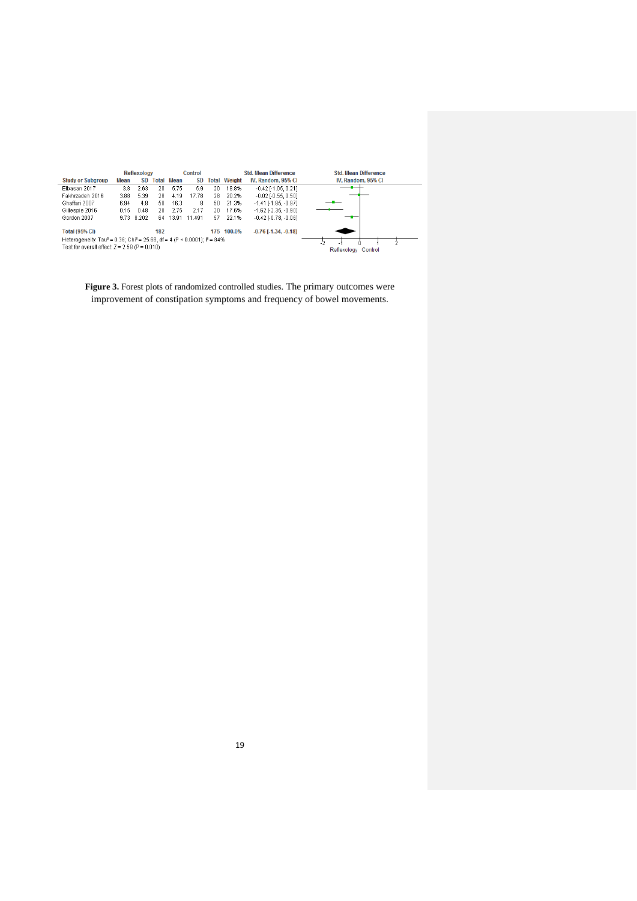| | Reflexology | | | Control | | | | Std. Mean Difference |
|---|---|---|---|---|---|---|---|---|
| Study or Subgroup | Mean | SD | Total | Mean | SD | Total | Weight | IV, Random, 95% CI |
| Elbasan 2017 | 3.8 | 2.63 | 20 | 5.75 | 5.9 | 20 | 18.8% | -0.42 [-1.05, 0.21] |
| Fakhrzadeh 2016 | 3.88 | 5.39 | 28 | 4.19 | 17.78 | 28 | 20.2% | -0.02 [-0.55, 0.50] |
| Ghaffari 2007 | 6.94 | 4.8 | 50 | 16.3 | 8 | 50 | 21.3% | -1.41 [-1.85, -0.97] |
| Gillespie 2016 | 0.15 | 0.48 | 20 | 2.75 | 2.17 | 20 | 17.6% | -1.62 [-2.35, -0.90] |
| Gordon 2007 | 9.73 | 8.202 | 64 | 13.91 | 11.491 | 57 | 22.1% | -0.42 [-0.78, -0.06] |
| **Total (95% CI)** | | | **182** | | | **175** | **100.0%** | **-0.76 [-1.34, -0.18]** |

Heterogeneity: $Tau^2 = 0.36$; $Chi^2 = 25.68$, df = 4 ($P < 0.0001$); $I^2 = 84\%$

Test for overall effect: $Z = 2.58$ ($P = 0.010$)

Std. Mean Difference

IV, Random, 95% CI

-2 -1 0 1 2

Reflexology Control

**Figure 3.** Forest plots of randomized controlled studies. The primary outcomes were improvement of constipation symptoms and frequency of bowel movements.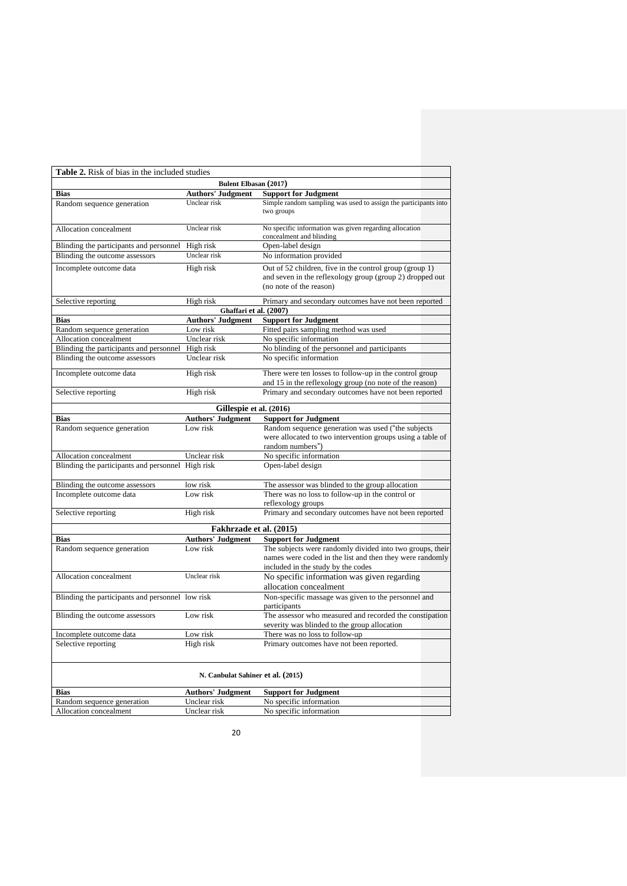**Table 2.** Risk of bias in the included studies

| Bias | Authors' Judgment | Support for Judgment |
|---|---|---|
| **Bulent Elbasan (2017)** | | |
| **Bias** | **Authors' Judgment** | **Support for Judgment** |
| Random sequence generation | Unclear risk | Simple random sampling was used to assign the participants into two groups |
| Allocation concealment | Unclear risk | No specific information was given regarding allocation concealment and blinding |
| Blinding the participants and personnel | High risk | Open-label design |
| Blinding the outcome assessors | Unclear risk | No information provided |
| Incomplete outcome data | High risk | Out of 52 children, five in the control group (group 1) and seven in the reflexology group (group 2) dropped out (no note of the reason) |
| Selective reporting | High risk | Primary and secondary outcomes have not been reported |
| **Ghaffari et al. (2007)** | | |
| **Bias** | **Authors' Judgment** | **Support for Judgment** |
| Random sequence generation | Low risk | Fitted pairs sampling method was used |
| Allocation concealment | Unclear risk | No specific information |
| Blinding the participants and personnel | High risk | No blinding of the personnel and participants |
| Blinding the outcome assessors | Unclear risk | No specific information |
| Incomplete outcome data | High risk | There were ten losses to follow-up in the control group and 15 in the reflexology group (no note of the reason) |
| Selective reporting | High risk | Primary and secondary outcomes have not been reported |
| **Gillespie et al. (2016)** | | |
| **Bias** | **Authors' Judgment** | **Support for Judgment** |
| Random sequence generation | Low risk | Random sequence generation was used ("the subjects were allocated to two intervention groups using a table of random numbers") |
| Allocation concealment | Unclear risk | No specific information |
| Blinding the participants and personnel | High risk | Open-label design |
| Blinding the outcome assessors | low risk | The assessor was blinded to the group allocation |
| Incomplete outcome data | Low risk | There was no loss to follow-up in the control or reflexology groups |
| Selective reporting | High risk | Primary and secondary outcomes have not been reported |
| **Fakhrzade et al. (2015)** | | |
| **Bias** | **Authors' Judgment** | **Support for Judgment** |
| Random sequence generation | Low risk | The subjects were randomly divided into two groups, their names were coded in the list and then they were randomly included in the study by the codes |
| Allocation concealment | Unclear risk | No specific information was given regarding allocation concealment |
| Blinding the participants and personnel | low risk | Non-specific massage was given to the personnel and participants |
| Blinding the outcome assessors | Low risk | The assessor who measured and recorded the constipation severity was blinded to the group allocation |
| Incomplete outcome data | Low risk | There was no loss to follow-up |
| Selective reporting | High risk | Primary outcomes have not been reported. |
| **N. Canbulat Sahiner et al. (2015)** | | |
| **Bias** | **Authors' Judgment** | **Support for Judgment** |
| Random sequence generation | Unclear risk | No specific information |
| Allocation concealment | Unclear risk | No specific information |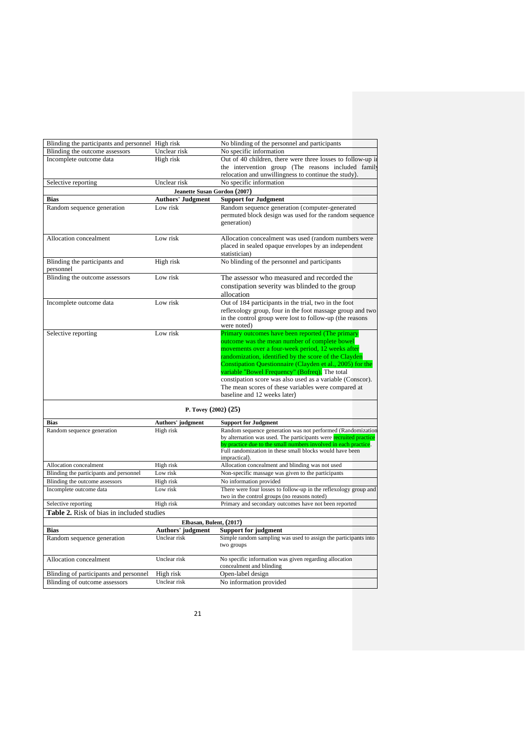| | | |
|---|---|---|
| Blinding the participants and personnel | High risk | No blinding of the personnel and participants |
| Blinding the outcome assessors | Unclear risk | No specific information |
| Incomplete outcome data | High risk | Out of 40 children, there were three losses to follow-up in the intervention group (The reasons included family relocation and unwillingness to continue the study). |
| Selective reporting | Unclear risk | No specific information |
| **Jeanette Susan Gordon (2007)** | | |
| **Bias** | **Authors' Judgment** | **Support for Judgment** |
| Random sequence generation | Low risk | Random sequence generation (computer-generated permuted block design was used for the random sequence generation) |
| Allocation concealment | Low risk | Allocation concealment was used (random numbers were placed in sealed opaque envelopes by an independent statistician) |
| Blinding the participants and personnel | High risk | No blinding of the personnel and participants |
| Blinding the outcome assessors | Low risk | The assessor who measured and recorded the constipation severity was blinded to the group allocation |
| Incomplete outcome data | Low risk | Out of 184 participants in the trial, two in the foot reflexology group, four in the foot massage group and two in the control group were lost to follow-up (the reasons were noted) |
| Selective reporting | Low risk | Primary outcomes have been reported (The primary outcome was the mean number of complete bowel movements over a four-week period, 12 weeks after randomization, identified by the score of the Clayden Constipation Questionnaire (Clayden et al., 2005) for the variable "Bowel Frequency" (Bofreq). The total constipation score was also used as a variable (Conscor). The mean scores of these variables were compared at baseline and 12 weeks later) |
| **P. Tovey (2002) (25)** | | |
| **Bias** | **Authors' judgment** | **Support for Judgment** |
| Random sequence generation | High risk | Random sequence generation was not performed (Randomization by alternation was used. The participants were recruited practice by practice due to the small numbers involved in each practice. Full randomization in these small blocks would have been impractical). |
| Allocation concealment | High risk | Allocation concealment and blinding was not used |
| Blinding the participants and personnel | Low risk | Non-specific massage was given to the participants |
| Blinding the outcome assessors | High risk | No information provided |
| Incomplete outcome data | Low risk | There were four losses to follow-up in the reflexology group and two in the control groups (no reasons noted) |
| Selective reporting | High risk | Primary and secondary outcomes have not been reported |

**Table 2.** Risk of bias in included studies

| | | |
|---|---|---|
| **Elbasan, Bulent, (2017)** | | |
| **Bias** | **Authors' judgment** | **Support for judgment** |
| Random sequence generation | Unclear risk | Simple random sampling was used to assign the participants into two groups |
| Allocation concealment | Unclear risk | No specific information was given regarding allocation concealment and blinding |
| Blinding of participants and personnel | High risk | Open-label design |
| Blinding of outcome assessors | Unclear risk | No information provided |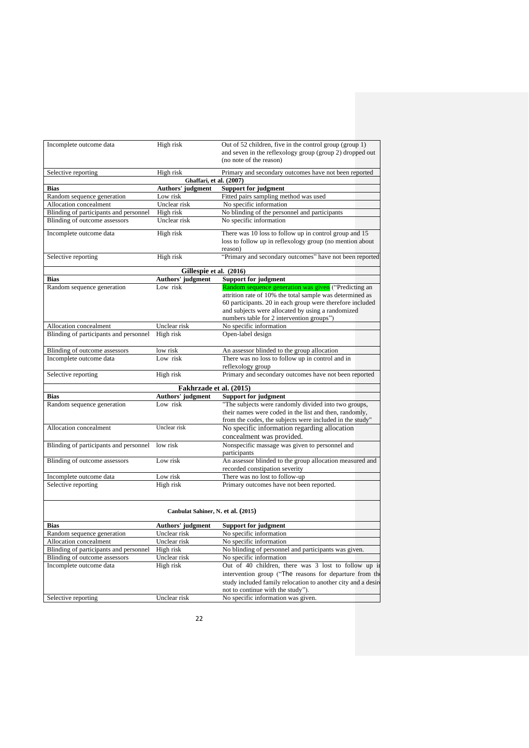| | | |
|---|---|---|
| Incomplete outcome data | High risk | Out of 52 children, five in the control group (group 1) and seven in the reflexology group (group 2) dropped out (no note of the reason) |
| Selective reporting | High risk | Primary and secondary outcomes have not been reported |

**Ghaffari, et al. (2007)**

| **Bias** | **Authors' judgment** | **Support for judgment** |
|---|---|---|
| Random sequence generation | Low risk | Fitted pairs sampling method was used |
| Allocation concealment | Unclear risk | No specific information |
| Blinding of participants and personnel | High risk | No blinding of the personnel and participants |
| Blinding of outcome assessors | Unclear risk | No specific information |
| Incomplete outcome data | High risk | There was 10 loss to follow up in control group and 15 loss to follow up in reflexology group (no mention about reason) |
| Selective reporting | High risk | "Primary and secondary outcomes" have not been reported |

**Gillespie et al. (2016)**

| **Bias** | **Authors' judgment** | **Support for judgment** |
|---|---|---|
| Random sequence generation | Low risk | Random sequence generation was given ("Predicting an attrition rate of 10% the total sample was determined as 60 participants. 20 in each group were therefore included and subjects were allocated by using a randomized numbers table for 2 intervention groups") |
| Allocation concealment | Unclear risk | No specific information |
| Blinding of participants and personnel | High risk | Open-label design |
| Blinding of outcome assessors | low risk | An assessor blinded to the group allocation |
| Incomplete outcome data | Low risk | There was no loss to follow up in control and in reflexology group |
| Selective reporting | High risk | Primary and secondary outcomes have not been reported |

**Fakhrzade et al. (2015)**

| **Bias** | **Authors' judgment** | **Support for judgment** |
|---|---|---|
| Random sequence generation | Low risk | "The subjects were randomly divided into two groups, their names were coded in the list and then, randomly, from the codes, the subjects were included in the study" |
| Allocation concealment | Unclear risk | No specific information regarding allocation concealment was provided. |
| Blinding of participants and personnel | low risk | Nonspecific massage was given to personnel and participants |
| Blinding of outcome assessors | Low risk | An assessor blinded to the group allocation measured and recorded constipation severity |
| Incomplete outcome data | Low risk | There was no lost to follow-up |
| Selective reporting | High risk | Primary outcomes have not been reported. |

**Canbulat Sahiner, N. et al. (2015)**

| **Bias** | **Authors' judgment** | **Support for judgment** |
|---|---|---|
| Random sequence generation | Unclear risk | No specific information |
| Allocation concealment | Unclear risk | No specific information |
| Blinding of participants and personnel | High risk | No blinding of personnel and participants was given. |
| Blinding of outcome assessors | Unclear risk | No specific information |
| Incomplete outcome data | High risk | Out of 40 children, there was 3 lost to follow up in intervention group ("The reasons for departure from the study included family relocation to another city and a desire not to continue with the study"). |
| Selective reporting | Unclear risk | No specific information was given. |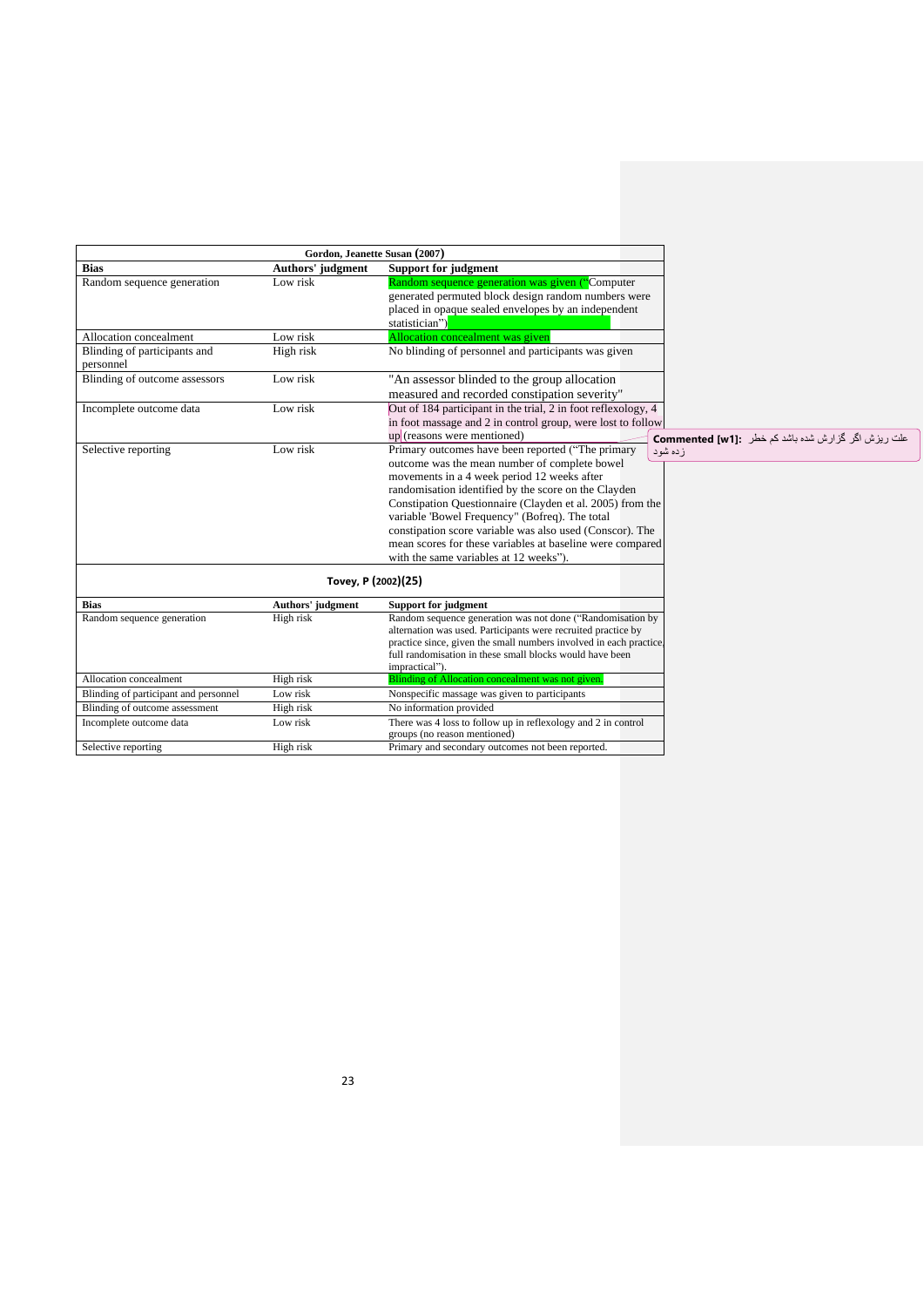| Gordon, Jeanette Susan (2007) | | |
|---|---|---|
| **Bias** | **Authors' judgment** | **Support for judgment** |
| Random sequence generation | Low risk | Random sequence generation was given ("Computer generated permuted block design random numbers were placed in opaque sealed envelopes by an independent statistician") |
| Allocation concealment | Low risk | Allocation concealment was given |
| Blinding of participants and personnel | High risk | No blinding of personnel and participants was given |
| Blinding of outcome assessors | Low risk | "An assessor blinded to the group allocation measured and recorded constipation severity" |
| Incomplete outcome data | Low risk | Out of 184 participant in the trial, 2 in foot reflexology, 4 in foot massage and 2 in control group, were lost to follow up (reasons were mentioned) |
| Selective reporting | Low risk | Primary outcomes have been reported ("The primary outcome was the mean number of complete bowel movements in a 4 week period 12 weeks after randomisation identified by the score on the Clayden Constipation Questionnaire (Clayden et al. 2005) from the variable 'Bowel Frequency" (Bofreq). The total constipation score variable was also used (Conscor). The mean scores for these variables at baseline were compared with the same variables at 12 weeks"). |

Commented [w1]: علت ریزش اگر گزارش شده باشد کم خطر زده شود

**Tovey, P (2002)(25)**

| **Bias** | **Authors' judgment** | **Support for judgment** |
|---|---|---|
| Random sequence generation | High risk | Random sequence generation was not done ("Randomisation by alternation was used. Participants were recruited practice by practice since, given the small numbers involved in each practice, full randomisation in these small blocks would have been impractical"). |
| Allocation concealment | High risk | Blinding of Allocation concealment was not given. |
| Blinding of participant and personnel | Low risk | Nonspecific massage was given to participants |
| Blinding of outcome assessment | High risk | No information provided |
| Incomplete outcome data | Low risk | There was 4 loss to follow up in reflexology and 2 in control groups (no reason mentioned) |
| Selective reporting | High risk | Primary and secondary outcomes not been reported. |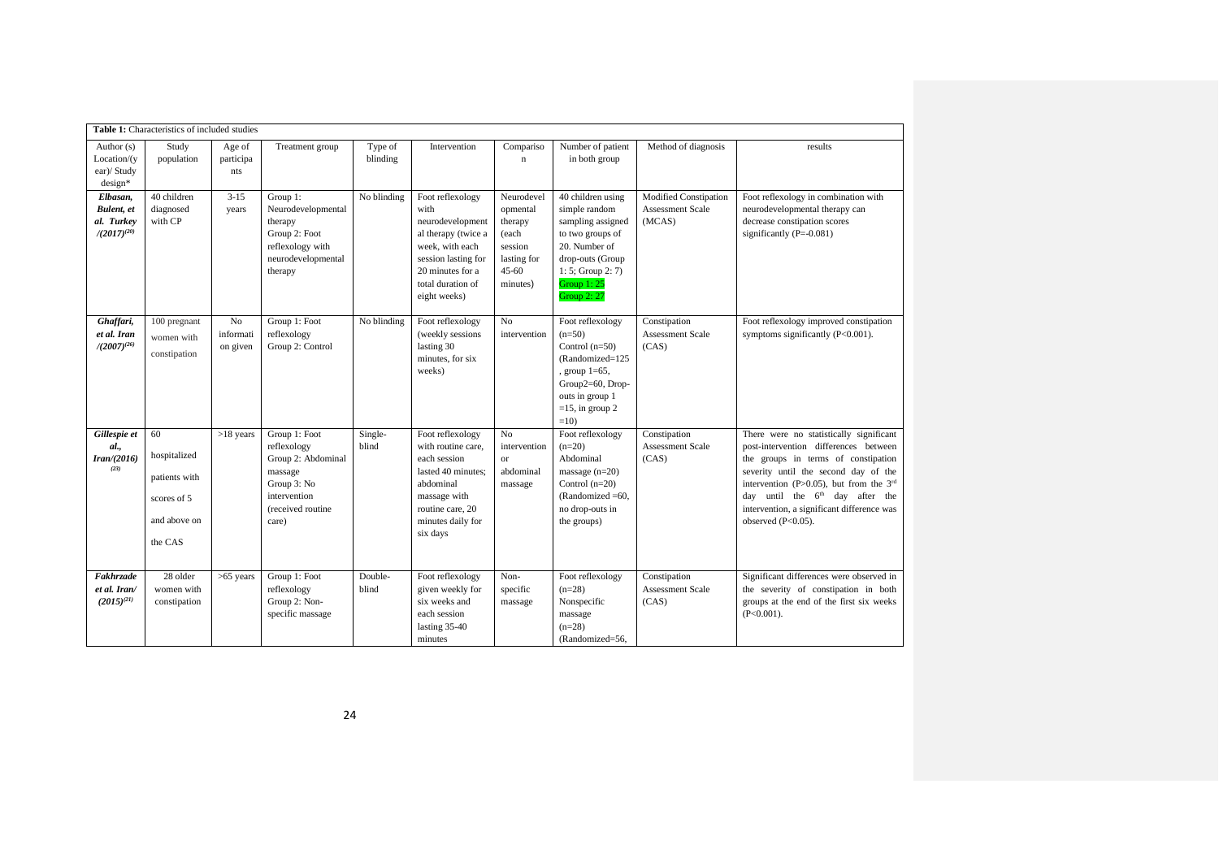**Table 1:** Characteristics of included studies

| Author (s) Location/(year)/ Study design* | Study population | Age of participants | Treatment group | Type of blinding | Intervention | Comparison | Number of patient in both group | Method of diagnosis | results |
|---|---|---|---|---|---|---|---|---|---|
| ***Elbasan, Bulent, et al. Turkey /(2017)***[(20)] | 40 children diagnosed with CP | 3-15 years | Group 1: Neurodevelopmental therapy Group 2: Foot reflexology with neurodevelopmental therapy | No blinding | Foot reflexology with neurodevelopmental therapy (twice a week, with each session lasting for 20 minutes for a total duration of eight weeks) | Neurodevelopmental therapy (each session lasting for 45-60 minutes) | 40 children using simple random sampling assigned to two groups of 20. Number of drop-outs (Group 1: 5; Group 2: 7) Group 1: 25 Group 2: 27 | Modified Constipation Assessment Scale (MCAS) | Foot reflexology in combination with neurodevelopmental therapy can decrease constipation scores significantly (P=-0.081) |
| ***Ghaffari, et al. Iran /(2007)***[(26)] | 100 pregnant women with constipation | No information given | Group 1: Foot reflexology Group 2: Control | No blinding | Foot reflexology (weekly sessions lasting 30 minutes, for six weeks) | No intervention | Foot reflexology (n=50) Control (n=50) (Randomized=125, group 1=65, Group2=60, Drop-outs in group 1 =15, in group 2 =10) | Constipation Assessment Scale (CAS) | Foot reflexology improved constipation symptoms significantly (P<0.001). |
| ***Gillespie et al., Iran/(2016)***[(23)] | 60 hospitalized patients with scores of 5 and above on the CAS | >18 years | Group 1: Foot reflexology Group 2: Abdominal massage Group 3: No intervention (received routine care) | Single-blind | Foot reflexology with routine care, each session lasted 40 minutes; abdominal massage with routine care, 20 minutes daily for six days | No intervention or abdominal massage | Foot reflexology (n=20) Abdominal massage (n=20) Control (n=20) (Randomized =60, no drop-outs in the groups) | Constipation Assessment Scale (CAS) | There were no statistically significant post-intervention differences between the groups in terms of constipation severity until the second day of the intervention (P>0.05), but from the 3rd day until the 6th day after the intervention, a significant difference was observed (P<0.05). |
| ***Fakhrzade et al. Iran/ (2015)***[(21)] | 28 older women with constipation | >65 years | Group 1: Foot reflexology Group 2: Non-specific massage | Double-blind | Foot reflexology given weekly for six weeks and each session lasting 35-40 minutes | Non-specific massage | Foot reflexology (n=28) Nonspecific massage (n=28) (Randomized=56, | Constipation Assessment Scale (CAS) | Significant differences were observed in the severity of constipation in both groups at the end of the first six weeks (P<0.001). |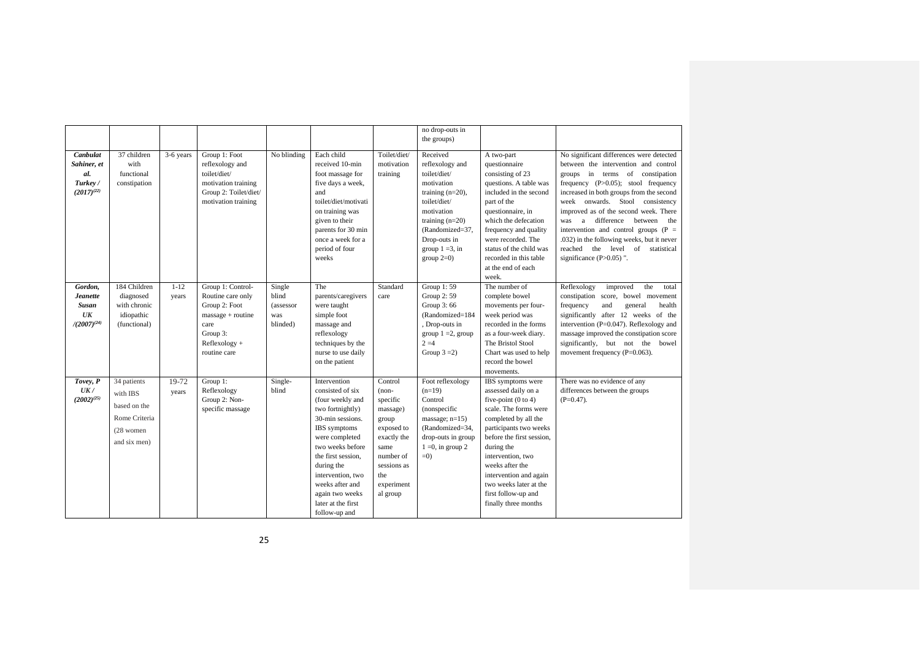| | | | | | | | | | |
|---|---|---|---|---|---|---|---|---|---|
| | | | | | | | no drop-outs in the groups) | | |
| ***Canbulat Sahiner, et al. Turkey / (2017)***[22] | 37 children with functional constipation | 3-6 years | Group 1: Foot reflexology and toilet/diet/ motivation training Group 2: Toilet/diet/ motivation training | No blinding | Each child received 10-min foot massage for five days a week, and toilet/diet/motivation training was given to their parents for 30 min once a week for a period of four weeks | Toilet/diet/ motivation training | Received reflexology and toilet/diet/ motivation training (n=20), toilet/diet/ motivation training (n=20) (Randomized=37, Drop-outs in group 1 =3, in group 2=0) | A two-part questionnaire consisting of 23 questions. A table was included in the second part of the questionnaire, in which the defecation frequency and quality were recorded. The status of the child was recorded in this table at the end of each week. | No significant differences were detected between the intervention and control groups in terms of constipation frequency (P>0.05); stool frequency increased in both groups from the second week onwards. Stool consistency improved as of the second week. There was a difference between the intervention and control groups (P = .032) in the following weeks, but it never reached the level of statistical significance (P>0.05) ". |
| ***Gordon, Jeanette Susan UK /(2007)***[24] | 184 Children diagnosed with chronic idiopathic (functional) | 1-12 years | Group 1: Control-Routine care only Group 2: Foot massage + routine care Group 3: Reflexology + routine care | Single blind (assessor was blinded) | The parents/caregivers were taught simple foot massage and reflexology techniques by the nurse to use daily on the patient | Standard care | Group 1: 59 Group 2: 59 Group 3: 66 (Randomized=184 , Drop-outs in group 1 =2, group 2 =4 Group 3 =2) | The number of complete bowel movements per four-week period was recorded in the forms as a four-week diary. The Bristol Stool Chart was used to help record the bowel movements. | Reflexology improved the total constipation score, bowel movement frequency and general health significantly after 12 weeks of the intervention (P=0.047). Reflexology and massage improved the constipation score significantly, but not the bowel movement frequency (P=0.063). |
| ***Tovey, P UK / (2002)***[25] | 34 patients with IBS based on the Rome Criteria (28 women and six men) | 19-72 years | Group 1: Reflexology Group 2: Non-specific massage | Single-blind | Intervention consisted of six (four weekly and two fortnightly) 30-min sessions. IBS symptoms were completed two weeks before the first session, during the intervention, two weeks after and again two weeks later at the first follow-up and | Control (non-specific massage) group exposed to exactly the same number of sessions as the experimental group | Foot reflexology (n=19) Control (nonspecific massage; n=15) (Randomized=34, drop-outs in group 1 =0, in group 2 =0) | IBS symptoms were assessed daily on a five-point (0 to 4) scale. The forms were completed by all the participants two weeks before the first session, during the intervention, two weeks after the intervention and again two weeks later at the first follow-up and finally three months | There was no evidence of any differences between the groups (P=0.47). |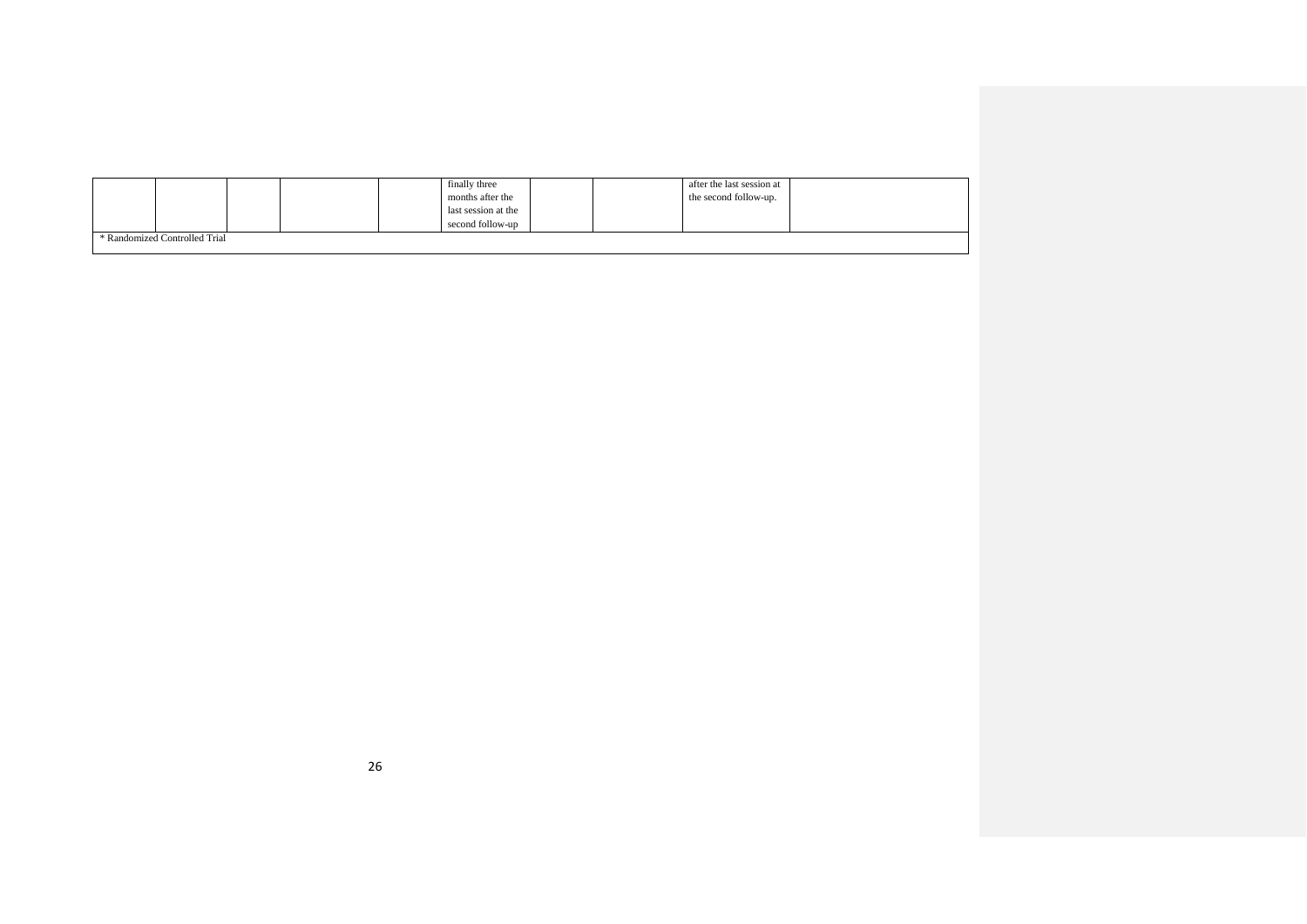| | | | | | | | | | |
|---|---|---|---|---|---|---|---|---|---|
| | | | | | finally three months after the last session at the second follow-up | | | after the last session at the second follow-up. | |
| * Randomized Controlled Trial | | | | | | | | | |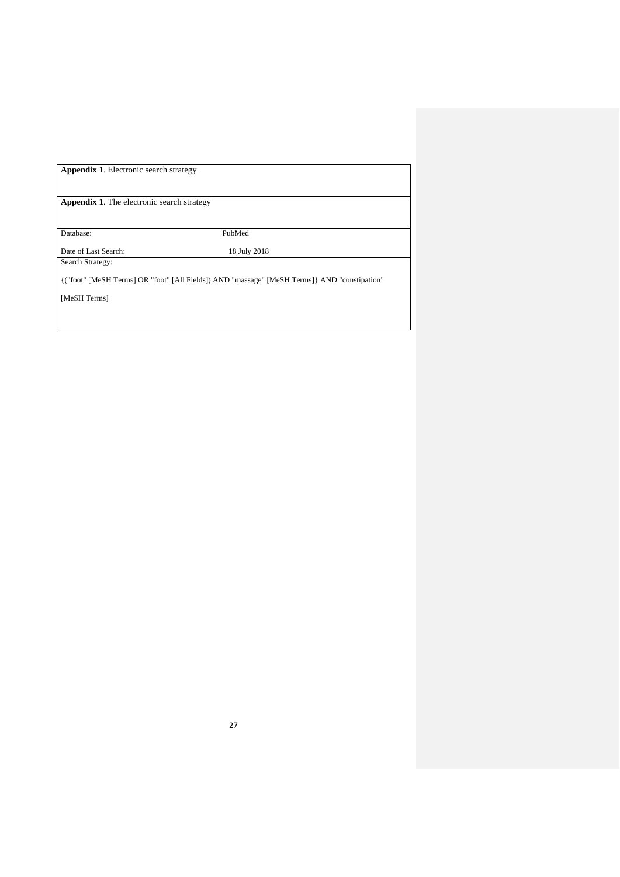**Appendix 1**. Electronic search strategy

**Appendix 1**. The electronic search strategy

| | |
|---|---|
| Database: | PubMed |
| Date of Last Search: | 18 July 2018 |

Search Strategy:

{("foot" [MeSH Terms] OR "foot" [All Fields]) AND "massage" [MeSH Terms]} AND "constipation" [MeSH Terms]